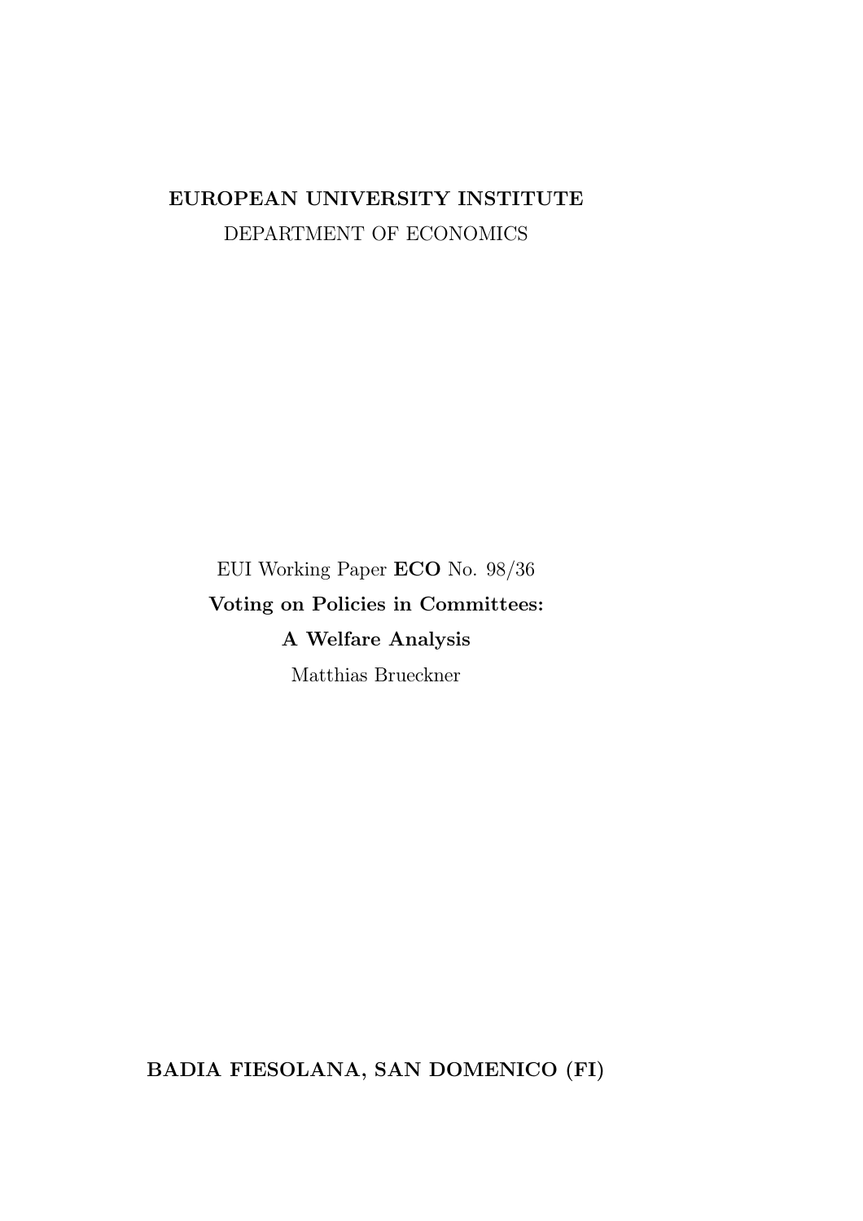**EUROPEAN UNIVERSITY INSTITUTE**

DEPARTMENT OF ECONOMICS

EUI Working Paper **ECO** No. 98/36

**Voting on Policies in Committees:**

**A Welfare Analysis**

Matthias Brueckner

**BADIA FIESOLANA, SAN DOMENICO (FI)**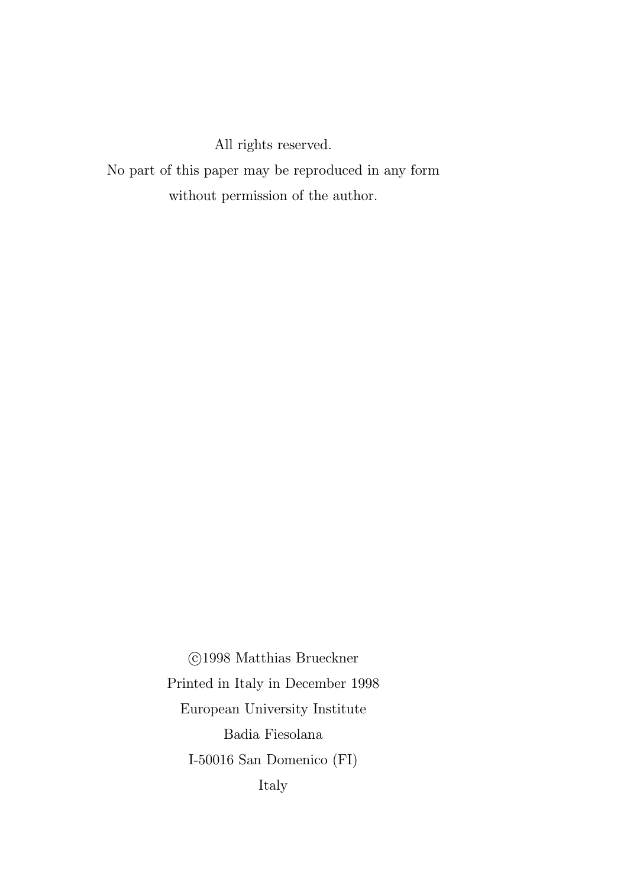All rights reserved.

No part of this paper may be reproduced in any form

without permission of the author.

©1998 Matthias Brueckner

Printed in Italy in December 1998

European University Institute

Badia Fiesolana

I-50016 San Domenico (FI)

Italy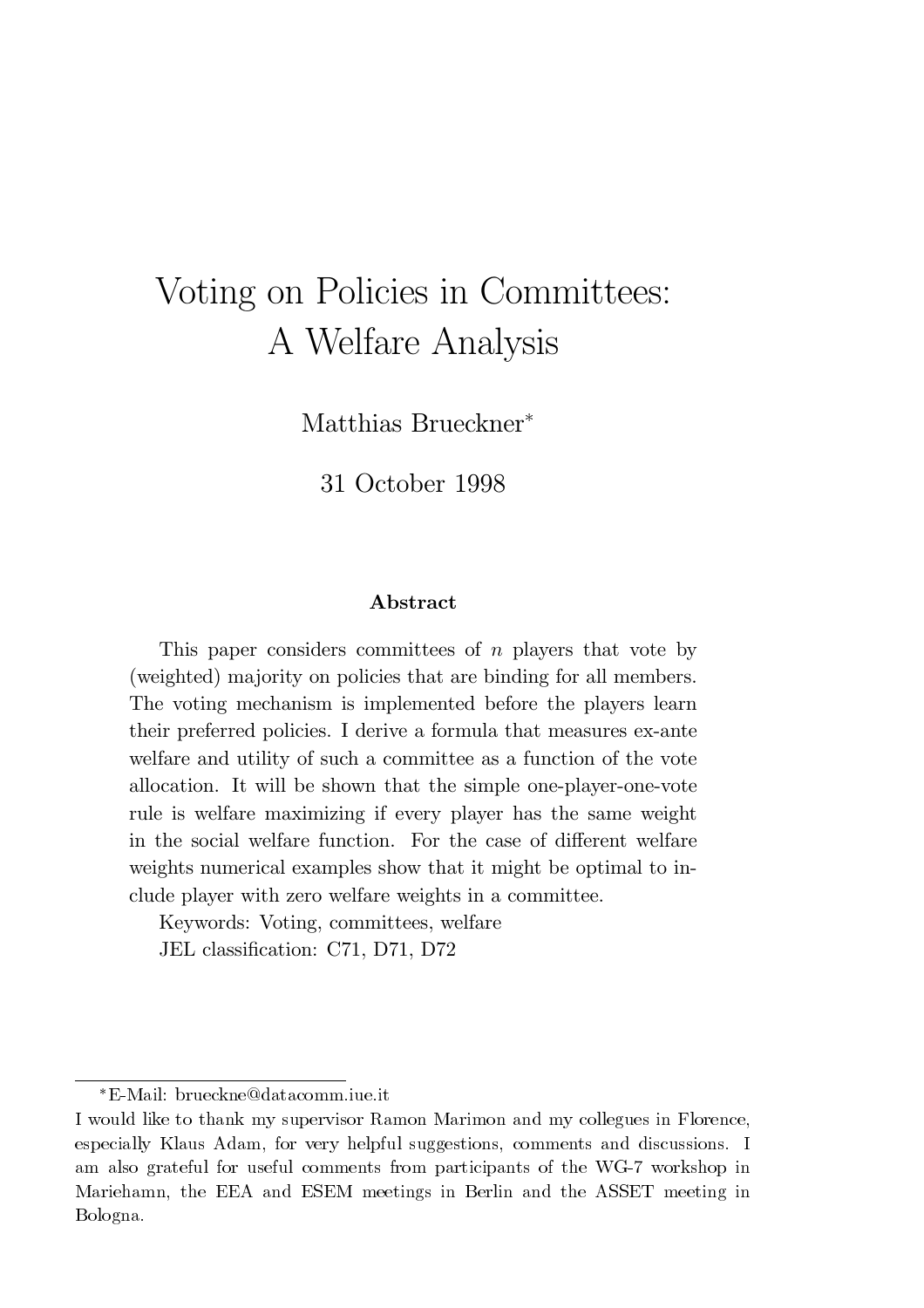// Title page with abstract

# Voting on Policies in Committees: A Welfare Analysis

Matthias Brueckner*

31 October 1998

### Abstract

This paper considers committees of $n$ players that vote by (weighted) majority on policies that are binding for all members. The voting mechanism is implemented before the players learn their preferred policies. I derive a formula that measures ex-ante welfare and utility of such a committee as a function of the vote allocation. It will be shown that the simple one-player-one-vote rule is welfare maximizing if every player has the same weight in the social welfare function. For the case of different welfare weights numerical examples show that it might be optimal to include player with zero welfare weights in a committee.

Keywords: Voting, committees, welfare

JEL classification: C71, D71, D72

---

*E-Mail: brueckne@datacomm.iue.it

I would like to thank my supervisor Ramon Marimon and my collegues in Florence, especially Klaus Adam, for very helpful suggestions, comments and discussions. I am also grateful for useful comments from participants of the WG-7 workshop in Mariehamn, the EEA and ESEM meetings in Berlin and the ASSET meeting in Bologna.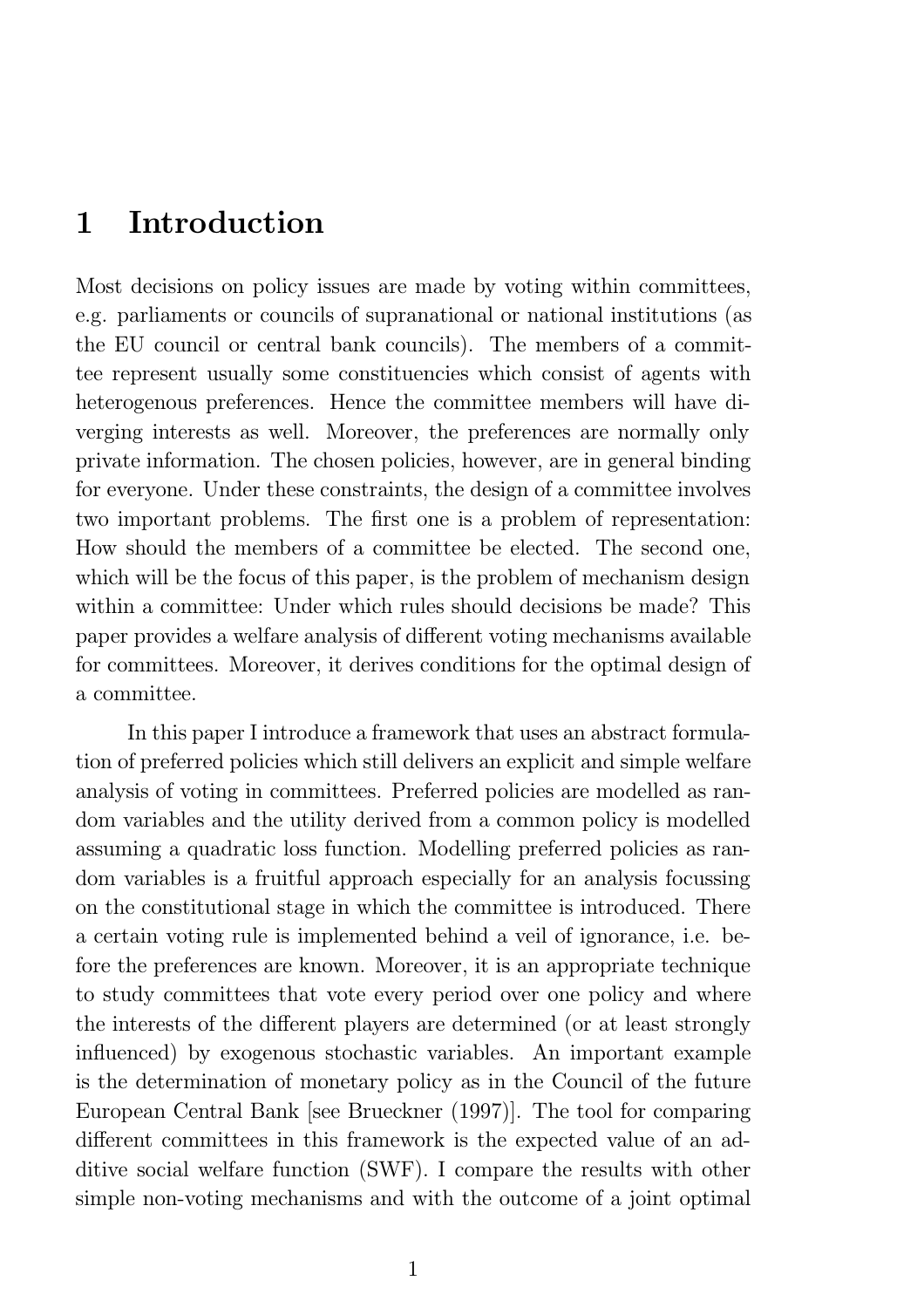# 1 Introduction

Most decisions on policy issues are made by voting within committees, e.g. parliaments or councils of supranational or national institutions (as the EU council or central bank councils). The members of a committee represent usually some constituencies which consist of agents with heterogenous preferences. Hence the committee members will have diverging interests as well. Moreover, the preferences are normally only private information. The chosen policies, however, are in general binding for everyone. Under these constraints, the design of a committee involves two important problems. The first one is a problem of representation: How should the members of a committee be elected. The second one, which will be the focus of this paper, is the problem of mechanism design within a committee: Under which rules should decisions be made? This paper provides a welfare analysis of different voting mechanisms available for committees. Moreover, it derives conditions for the optimal design of a committee.

In this paper I introduce a framework that uses an abstract formulation of preferred policies which still delivers an explicit and simple welfare analysis of voting in committees. Preferred policies are modelled as random variables and the utility derived from a common policy is modelled assuming a quadratic loss function. Modelling preferred policies as random variables is a fruitful approach especially for an analysis focussing on the constitutional stage in which the committee is introduced. There a certain voting rule is implemented behind a veil of ignorance, i.e. before the preferences are known. Moreover, it is an appropriate technique to study committees that vote every period over one policy and where the interests of the different players are determined (or at least strongly influenced) by exogenous stochastic variables. An important example is the determination of monetary policy as in the Council of the future European Central Bank [see Brueckner (1997)]. The tool for comparing different committees in this framework is the expected value of an additive social welfare function (SWF). I compare the results with other simple non-voting mechanisms and with the outcome of a joint optimal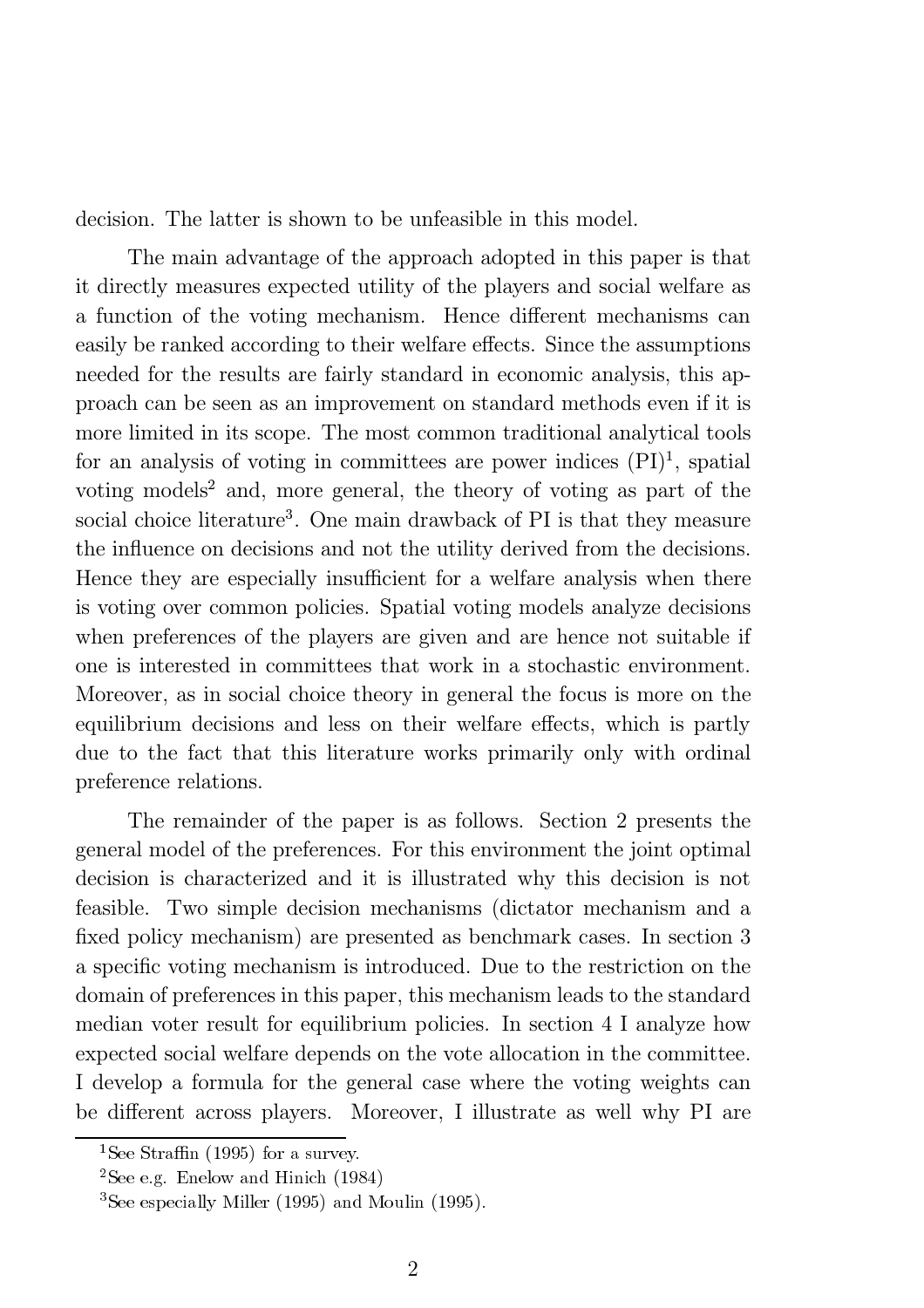decision. The latter is shown to be unfeasible in this model.

The main advantage of the approach adopted in this paper is that it directly measures expected utility of the players and social welfare as a function of the voting mechanism. Hence different mechanisms can easily be ranked according to their welfare effects. Since the assumptions needed for the results are fairly standard in economic analysis, this approach can be seen as an improvement on standard methods even if it is more limited in its scope. The most common traditional analytical tools for an analysis of voting in committees are power indices (PI)[1], spatial voting models[2] and, more general, the theory of voting as part of the social choice literature[3]. One main drawback of PI is that they measure the influence on decisions and not the utility derived from the decisions. Hence they are especially insufficient for a welfare analysis when there is voting over common policies. Spatial voting models analyze decisions when preferences of the players are given and are hence not suitable if one is interested in committees that work in a stochastic environment. Moreover, as in social choice theory in general the focus is more on the equilibrium decisions and less on their welfare effects, which is partly due to the fact that this literature works primarily only with ordinal preference relations.

The remainder of the paper is as follows. Section 2 presents the general model of the preferences. For this environment the joint optimal decision is characterized and it is illustrated why this decision is not feasible. Two simple decision mechanisms (dictator mechanism and a fixed policy mechanism) are presented as benchmark cases. In section 3 a specific voting mechanism is introduced. Due to the restriction on the domain of preferences in this paper, this mechanism leads to the standard median voter result for equilibrium policies. In section 4 I analyze how expected social welfare depends on the vote allocation in the committee. I develop a formula for the general case where the voting weights can be different across players. Moreover, I illustrate as well why PI are

[1] See Straffin (1995) for a survey.

[2] See e.g. Enelow and Hinich (1984)

[3] See especially Miller (1995) and Moulin (1995).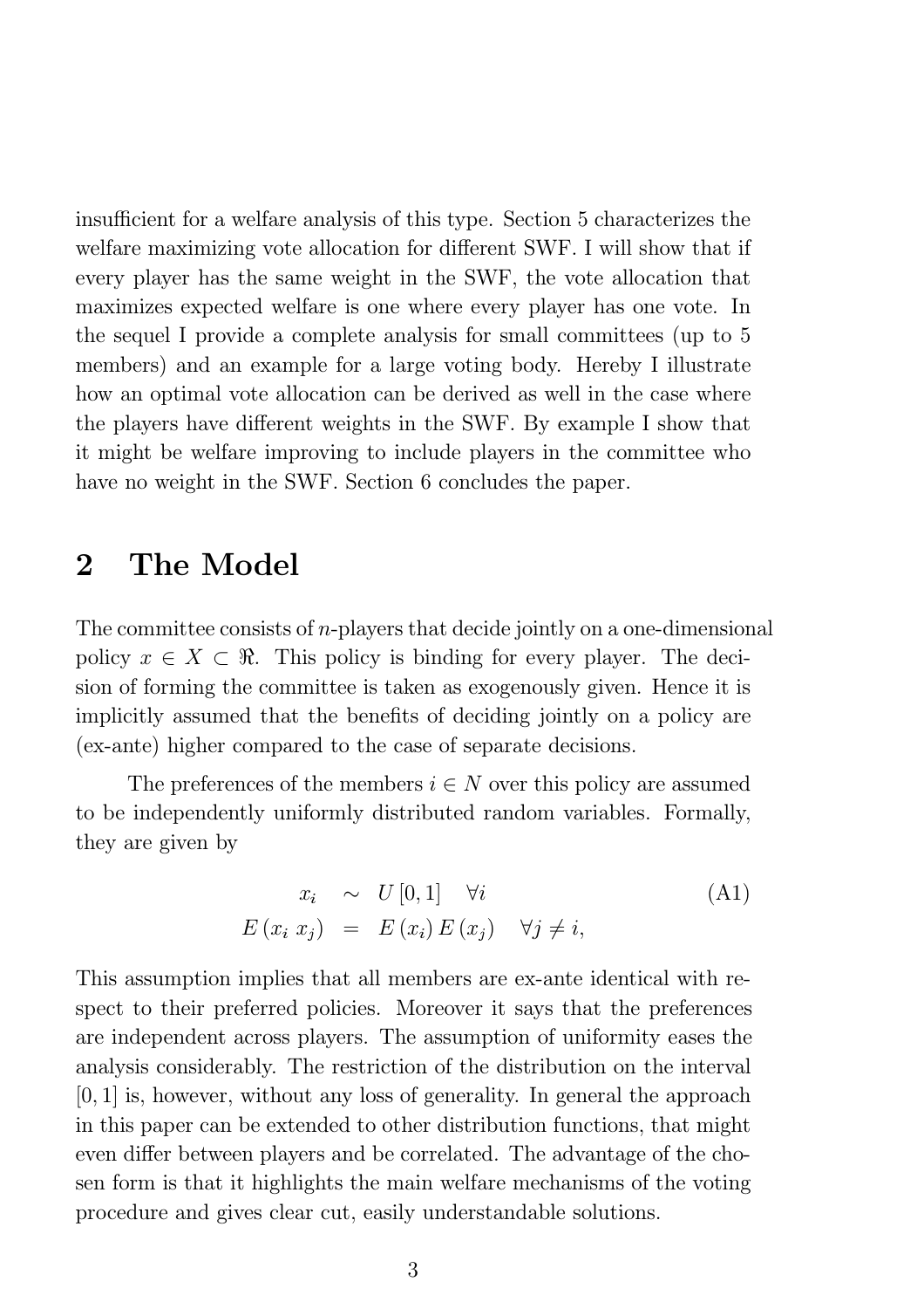insufficient for a welfare analysis of this type. Section 5 characterizes the welfare maximizing vote allocation for different SWF. I will show that if every player has the same weight in the SWF, the vote allocation that maximizes expected welfare is one where every player has one vote. In the sequel I provide a complete analysis for small committees (up to 5 members) and an example for a large voting body. Hereby I illustrate how an optimal vote allocation can be derived as well in the case where the players have different weights in the SWF. By example I show that it might be welfare improving to include players in the committee who have no weight in the SWF. Section 6 concludes the paper.

## 2 The Model

The committee consists of $n$-players that decide jointly on a one-dimensional policy $x \in X \subset \Re$. This policy is binding for every player. The decision of forming the committee is taken as exogenously given. Hence it is implicitly assumed that the benefits of deciding jointly on a policy are (ex-ante) higher compared to the case of separate decisions.

The preferences of the members $i \in N$ over this policy are assumed to be independently uniformly distributed random variables. Formally, they are given by

$$\begin{aligned} x_i &\sim U[0,1] \quad \forall i \\ E(x_i \, x_j) &= E(x_i) \, E(x_j) \quad \forall j \neq i, \end{aligned} \tag{A1}$$

This assumption implies that all members are ex-ante identical with respect to their preferred policies. Moreover it says that the preferences are independent across players. The assumption of uniformity eases the analysis considerably. The restriction of the distribution on the interval $[0,1]$ is, however, without any loss of generality. In general the approach in this paper can be extended to other distribution functions, that might even differ between players and be correlated. The advantage of the chosen form is that it highlights the main welfare mechanisms of the voting procedure and gives clear cut, easily understandable solutions.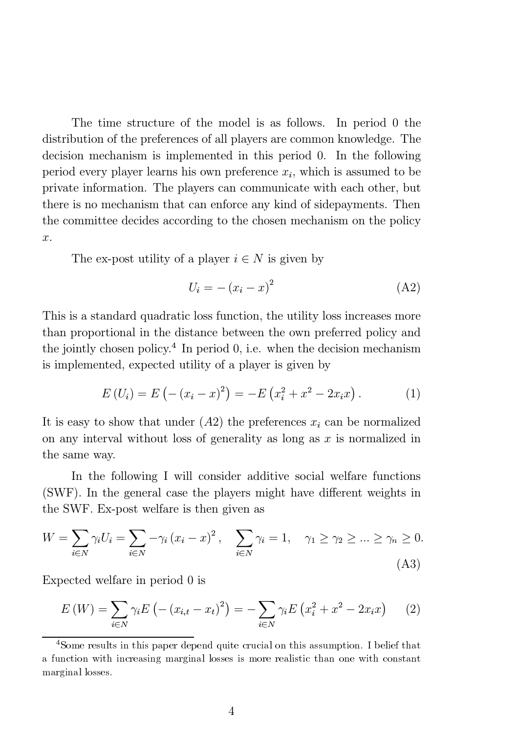The time structure of the model is as follows. In period 0 the distribution of the preferences of all players are common knowledge. The decision mechanism is implemented in this period 0. In the following period every player learns his own preference $x_i$, which is assumed to be private information. The players can communicate with each other, but there is no mechanism that can enforce any kind of sidepayments. Then the committee decides according to the chosen mechanism on the policy $x$.

The ex-post utility of a player $i \in N$ is given by

$$U_i = -(x_i - x)^2 \tag{A2}$$

This is a standard quadratic loss function, the utility loss increases more than proportional in the distance between the own preferred policy and the jointly chosen policy.[4] In period 0, i.e. when the decision mechanism is implemented, expected utility of a player is given by

$$E(U_i) = E\left(-(x_i - x)^2\right) = -E\left(x_i^2 + x^2 - 2x_i x\right). \tag{1}$$

It is easy to show that under $(A2)$ the preferences $x_i$ can be normalized on any interval without loss of generality as long as $x$ is normalized in the same way.

In the following I will consider additive social welfare functions (SWF). In the general case the players might have different weights in the SWF. Ex-post welfare is then given as

$$W = \sum_{i \in N} \gamma_i U_i = \sum_{i \in N} -\gamma_i (x_i - x)^2, \quad \sum_{i \in N} \gamma_i = 1, \quad \gamma_1 \geq \gamma_2 \geq ... \geq \gamma_n \geq 0. \tag{A3}$$

Expected welfare in period 0 is

$$E(W) = \sum_{i \in N} \gamma_i E\left(-(x_{i,t} - x_t)^2\right) = -\sum_{i \in N} \gamma_i E\left(x_i^2 + x^2 - 2x_i x\right) \tag{2}$$

[4] Some results in this paper depend quite crucial on this assumption. I belief that a function with increasing marginal losses is more realistic than one with constant marginal losses.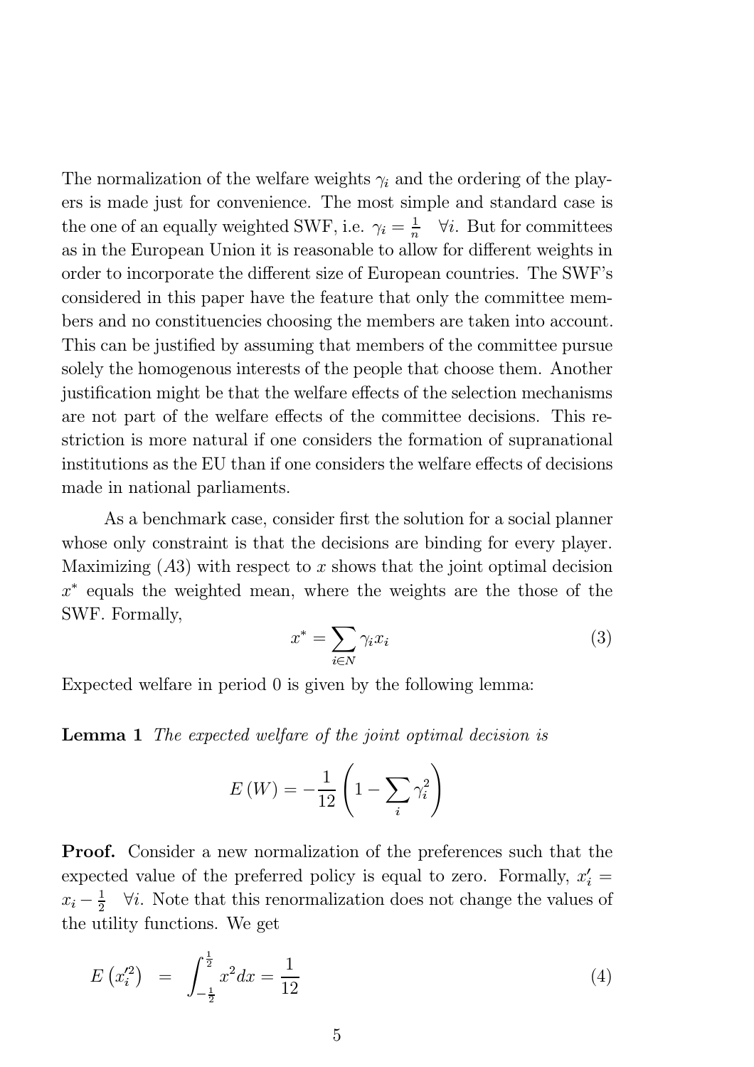The normalization of the welfare weights $\gamma_i$ and the ordering of the players is made just for convenience. The most simple and standard case is the one of an equally weighted SWF, i.e. $\gamma_i = \frac{1}{n} \quad \forall i$. But for committees as in the European Union it is reasonable to allow for different weights in order to incorporate the different size of European countries. The SWF's considered in this paper have the feature that only the committee members and no constituencies choosing the members are taken into account. This can be justified by assuming that members of the committee pursue solely the homogenous interests of the people that choose them. Another justification might be that the welfare effects of the selection mechanisms are not part of the welfare effects of the committee decisions. This restriction is more natural if one considers the formation of supranational institutions as the EU than if one considers the welfare effects of decisions made in national parliaments.

As a benchmark case, consider first the solution for a social planner whose only constraint is that the decisions are binding for every player. Maximizing $(A3)$ with respect to $x$ shows that the joint optimal decision $x^*$ equals the weighted mean, where the weights are the those of the SWF. Formally,

$$x^* = \sum_{i \in N} \gamma_i x_i \tag{3}$$

Expected welfare in period 0 is given by the following lemma:

**Lemma 1** *The expected welfare of the joint optimal decision is*

$$E(W) = -\frac{1}{12}\left(1 - \sum_i \gamma_i^2\right)$$

**Proof.** Consider a new normalization of the preferences such that the expected value of the preferred policy is equal to zero. Formally, $x_i' = x_i - \frac{1}{2} \quad \forall i$. Note that this renormalization does not change the values of the utility functions. We get

$$E\left(x_i'^2\right) = \int_{-\frac{1}{2}}^{\frac{1}{2}} x^2 dx = \frac{1}{12} \tag{4}$$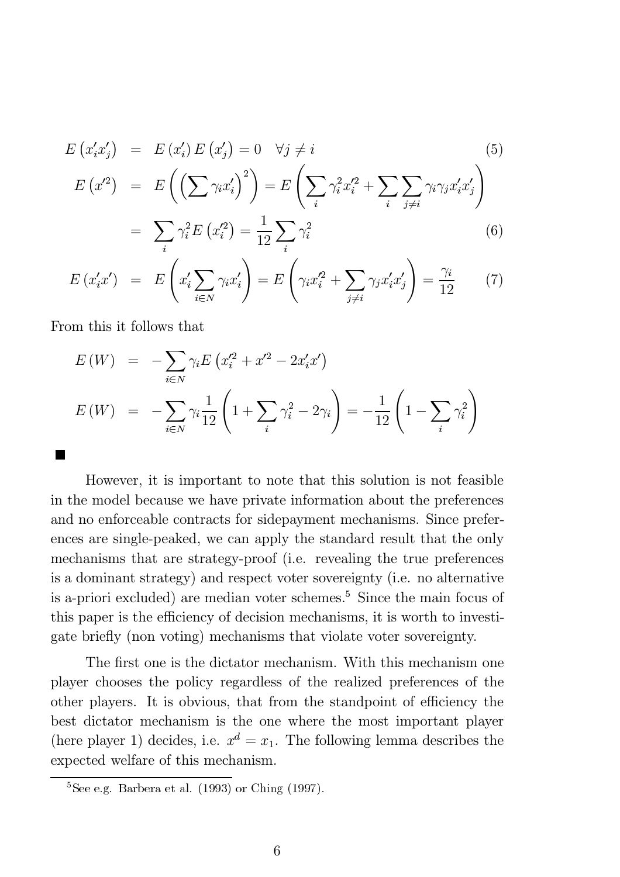$$E\left(x_i' x_j'\right) = E\left(x_i'\right) E\left(x_j'\right) = 0 \quad \forall j \neq i \tag{5}$$

$$E\left(x'^2\right) = E\left(\left(\sum \gamma_i x_i'\right)^2\right) = E\left(\sum_i \gamma_i^2 x_i'^2 + \sum_i \sum_{j \neq i} \gamma_i \gamma_j x_i' x_j'\right)$$

$$= \sum_i \gamma_i^2 E\left(x_i'^2\right) = \frac{1}{12} \sum_i \gamma_i^2 \tag{6}$$

$$E\left(x_i' x'\right) = E\left(x_i' \sum_{i \in N} \gamma_i x_i'\right) = E\left(\gamma_i x_i'^2 + \sum_{j \neq i} \gamma_j x_i' x_j'\right) = \frac{\gamma_i}{12} \tag{7}$$

From this it follows that

$$E(W) = -\sum_{i \in N} \gamma_i E\left(x_i'^2 + x'^2 - 2 x_i' x'\right)$$

$$E(W) = -\sum_{i \in N} \gamma_i \frac{1}{12}\left(1 + \sum_i \gamma_i^2 - 2\gamma_i\right) = -\frac{1}{12}\left(1 - \sum_i \gamma_i^2\right)$$

■

However, it is important to note that this solution is not feasible in the model because we have private information about the preferences and no enforceable contracts for sidepayment mechanisms. Since preferences are single-peaked, we can apply the standard result that the only mechanisms that are strategy-proof (i.e. revealing the true preferences is a dominant strategy) and respect voter sovereignty (i.e. no alternative is a-priori excluded) are median voter schemes.[5] Since the main focus of this paper is the efficiency of decision mechanisms, it is worth to investigate briefly (non voting) mechanisms that violate voter sovereignty.

The first one is the dictator mechanism. With this mechanism one player chooses the policy regardless of the realized preferences of the other players. It is obvious, that from the standpoint of efficiency the best dictator mechanism is the one where the most important player (here player 1) decides, i.e. $x^d = x_1$. The following lemma describes the expected welfare of this mechanism.

[5] See e.g. Barbera et al. (1993) or Ching (1997).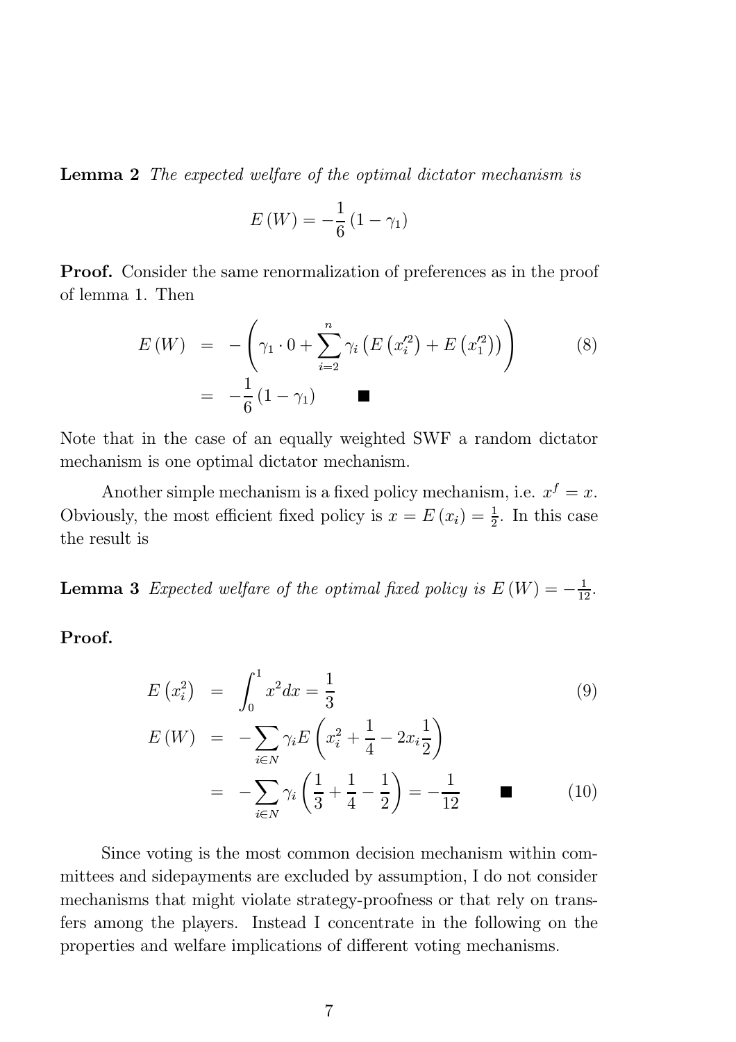**Lemma 2** *The expected welfare of the optimal dictator mechanism is*

$$E(W) = -\frac{1}{6}(1-\gamma_1)$$

**Proof.** Consider the same renormalization of preferences as in the proof of lemma 1. Then

$$\begin{aligned} E(W) &= -\left(\gamma_1 \cdot 0 + \sum_{i=2}^{n} \gamma_i \left(E\left(x_i'^2\right) + E\left(x_1'^2\right)\right)\right) \quad (8) \\ &= -\frac{1}{6}(1-\gamma_1) \qquad \blacksquare \end{aligned}$$

Note that in the case of an equally weighted SWF a random dictator mechanism is one optimal dictator mechanism.

Another simple mechanism is a fixed policy mechanism, i.e. $x^f = x$. Obviously, the most efficient fixed policy is $x = E(x_i) = \frac{1}{2}$. In this case the result is

**Lemma 3** *Expected welfare of the optimal fixed policy is* $E(W) = -\frac{1}{12}$.

**Proof.**

$$\begin{aligned} E\left(x_i^2\right) &= \int_0^1 x^2 dx = \frac{1}{3} \quad (9) \\ E(W) &= -\sum_{i \in N} \gamma_i E\left(x_i^2 + \frac{1}{4} - 2x_i \frac{1}{2}\right) \\ &= -\sum_{i \in N} \gamma_i \left(\frac{1}{3} + \frac{1}{4} - \frac{1}{2}\right) = -\frac{1}{12} \qquad \blacksquare \quad (10) \end{aligned}$$

Since voting is the most common decision mechanism within committees and sidepayments are excluded by assumption, I do not consider mechanisms that might violate strategy-proofness or that rely on transfers among the players. Instead I concentrate in the following on the properties and welfare implications of different voting mechanisms.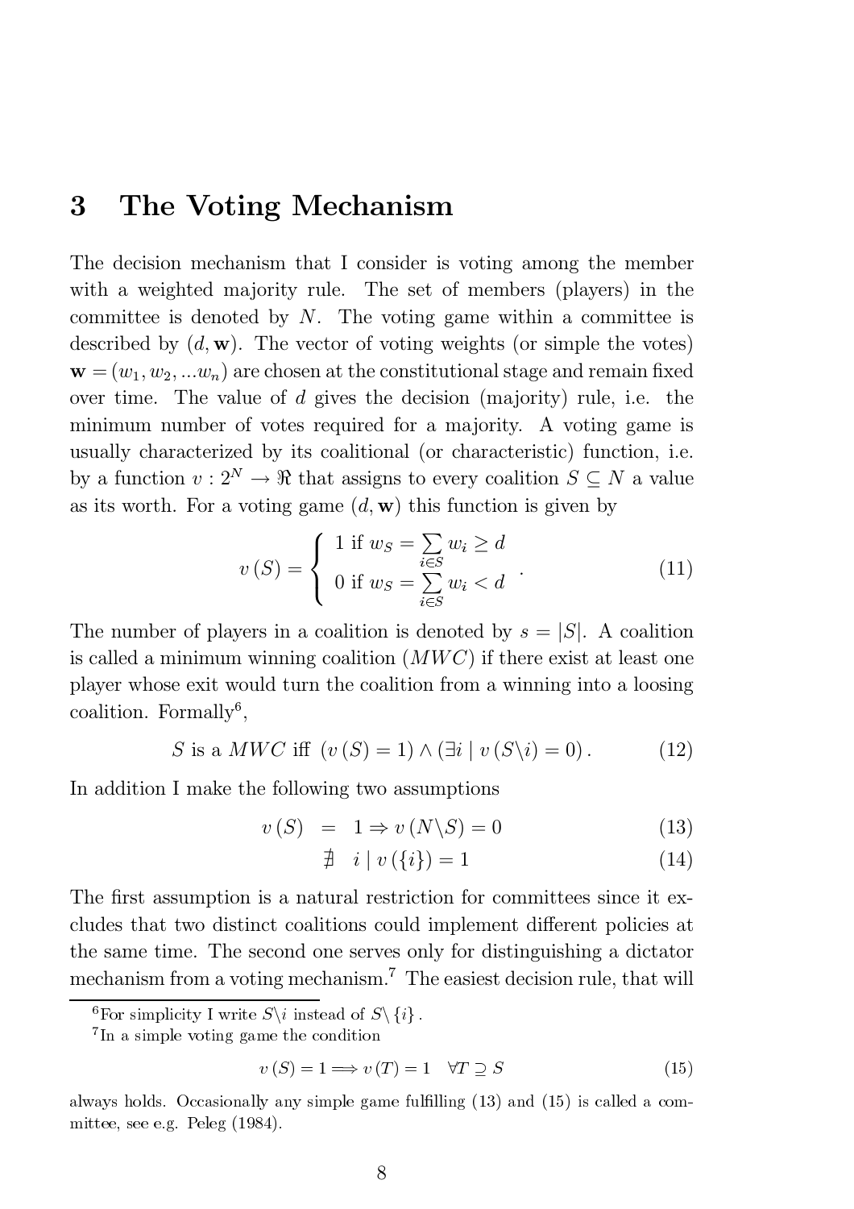## 3 The Voting Mechanism

The decision mechanism that I consider is voting among the member with a weighted majority rule. The set of members (players) in the committee is denoted by $N$. The voting game within a committee is described by $(d, \mathbf{w})$. The vector of voting weights (or simple the votes) $\mathbf{w} = (w_1, w_2, ...w_n)$ are chosen at the constitutional stage and remain fixed over time. The value of $d$ gives the decision (majority) rule, i.e. the minimum number of votes required for a majority. A voting game is usually characterized by its coalitional (or characteristic) function, i.e. by a function $v : 2^N \to \Re$ that assigns to every coalition $S \subseteq N$ a value as its worth. For a voting game $(d, \mathbf{w})$ this function is given by

$$v(S) = \begin{cases} 1 \text{ if } w_S = \sum\limits_{i \in S} w_i \geq d \\ 0 \text{ if } w_S = \sum\limits_{i \in S} w_i < d \end{cases} . \tag{11}$$

The number of players in a coalition is denoted by $s = |S|$. A coalition is called a minimum winning coalition ($MWC$) if there exist at least one player whose exit would turn the coalition from a winning into a loosing coalition. Formally[6],

$$S \text{ is a } MWC \text{ iff } \left(v(S) = 1\right) \wedge \left(\exists i \mid v(S \backslash i) = 0\right). \tag{12}$$

In addition I make the following two assumptions

$$v(S) = 1 \Rightarrow v(N \backslash S) = 0 \tag{13}$$

$$\nexists \quad i \mid v(\{i\}) = 1 \tag{14}$$

The first assumption is a natural restriction for committees since it excludes that two distinct coalitions could implement different policies at the same time. The second one serves only for distinguishing a dictator mechanism from a voting mechanism.[7] The easiest decision rule, that will

---

[6] For simplicity I write $S \backslash i$ instead of $S \backslash \{i\}$.

[7] In a simple voting game the condition

$$v(S) = 1 \Longrightarrow v(T) = 1 \quad \forall T \supseteq S \tag{15}$$

always holds. Occasionally any simple game fulfilling (13) and (15) is called a committee, see e.g. Peleg (1984).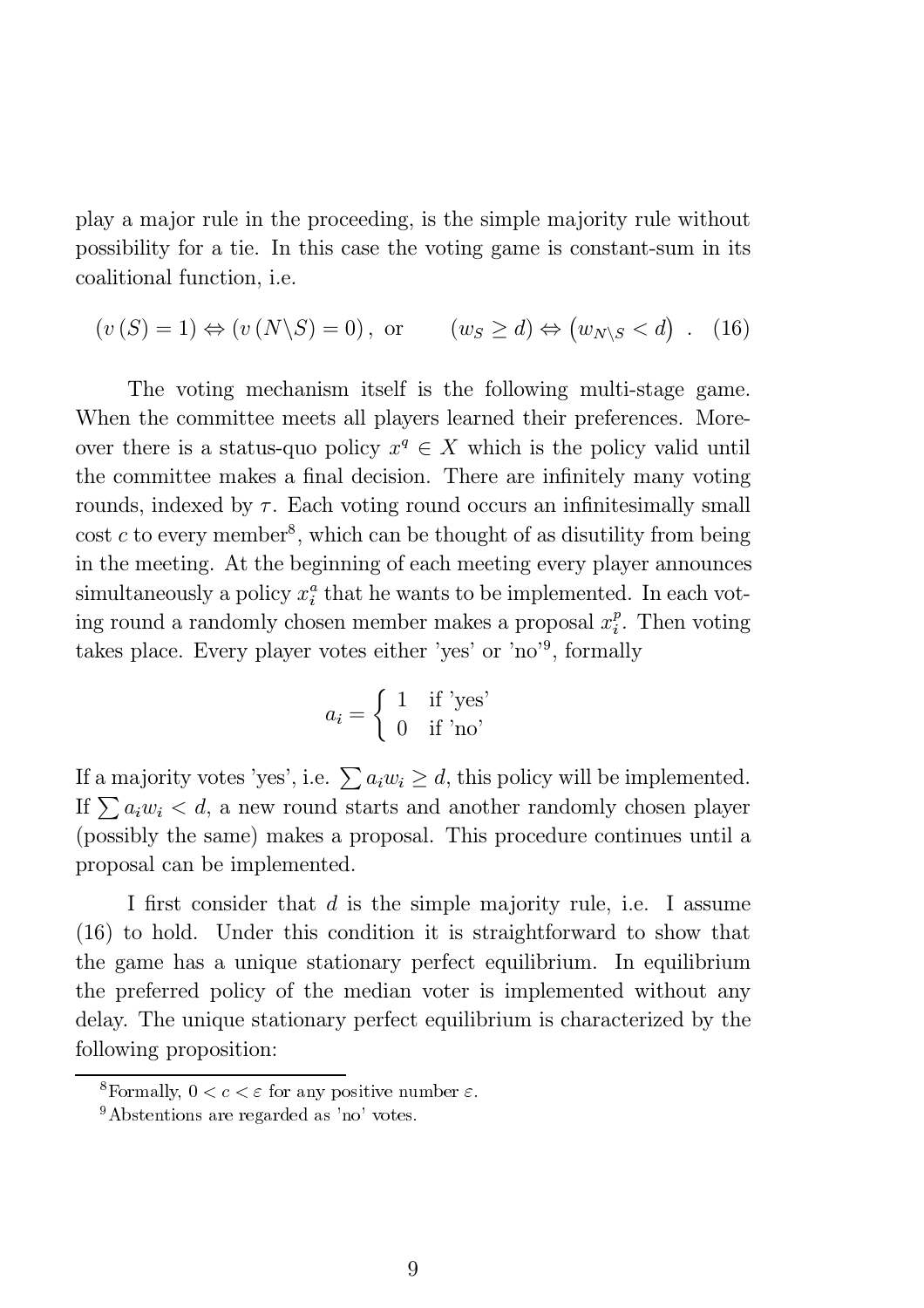play a major rule in the proceeding, is the simple majority rule without possibility for a tie. In this case the voting game is constant-sum in its coalitional function, i.e.

$$(v(S) = 1) \Leftrightarrow (v(N \backslash S) = 0), \text{ or } \qquad (w_S \geq d) \Leftrightarrow (w_{N \backslash S} < d) \ . \quad (16)$$

The voting mechanism itself is the following multi-stage game. When the committee meets all players learned their preferences. Moreover there is a status-quo policy $x^q \in X$ which is the policy valid until the committee makes a final decision. There are infinitely many voting rounds, indexed by $\tau$. Each voting round occurs an infinitesimally small cost $c$ to every member[8], which can be thought of as disutility from being in the meeting. At the beginning of each meeting every player announces simultaneously a policy $x_i^a$ that he wants to be implemented. In each voting round a randomly chosen member makes a proposal $x_i^p$. Then voting takes place. Every player votes either 'yes' or 'no'[9], formally

$$a_i = \begin{cases} 1 & \text{if 'yes'} \\ 0 & \text{if 'no'} \end{cases}$$

If a majority votes 'yes', i.e. $\sum a_i w_i \geq d$, this policy will be implemented. If $\sum a_i w_i < d$, a new round starts and another randomly chosen player (possibly the same) makes a proposal. This procedure continues until a proposal can be implemented.

I first consider that $d$ is the simple majority rule, i.e. I assume (16) to hold. Under this condition it is straightforward to show that the game has a unique stationary perfect equilibrium. In equilibrium the preferred policy of the median voter is implemented without any delay. The unique stationary perfect equilibrium is characterized by the following proposition:

[8] Formally, $0 < c < \varepsilon$ for any positive number $\varepsilon$.

[9] Abstentions are regarded as 'no' votes.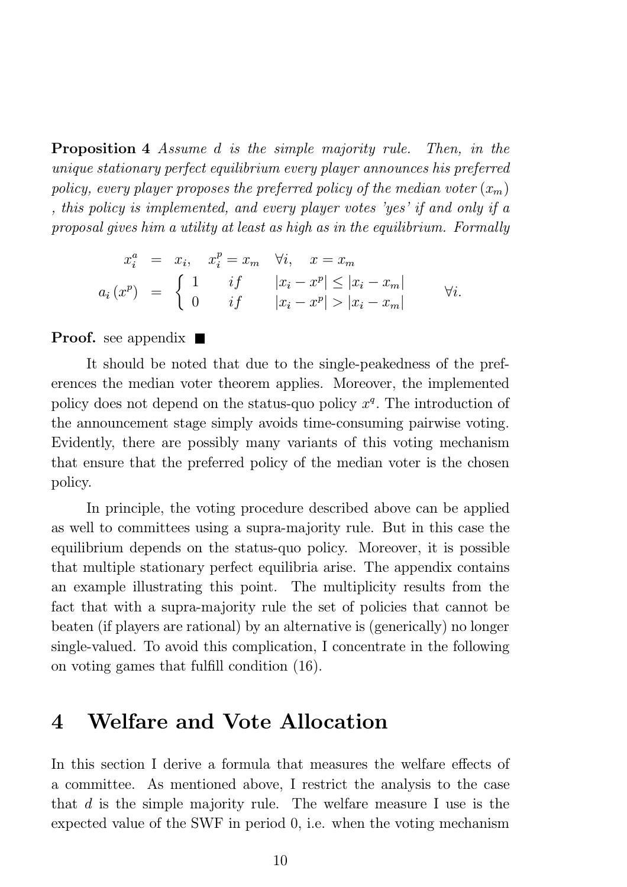**Proposition 4** *Assume $d$ is the simple majority rule. Then, in the unique stationary perfect equilibrium every player announces his preferred policy, every player proposes the preferred policy of the median voter ($x_m$), this policy is implemented, and every player votes 'yes' if and only if a proposal gives him a utility at least as high as in the equilibrium. Formally*

$$
\begin{aligned}
x_i^a &= x_i, \quad x_i^p = x_m \quad \forall i, \quad x = x_m \\
a_i\left(x^p\right) &= \begin{cases} 1 & if \quad |x_i - x^p| \leq |x_i - x_m| \\ 0 & if \quad |x_i - x^p| > |x_i - x_m| \end{cases} \qquad \forall i.
\end{aligned}
$$

**Proof.** see appendix ■

It should be noted that due to the single-peakedness of the preferences the median voter theorem applies. Moreover, the implemented policy does not depend on the status-quo policy $x^q$. The introduction of the announcement stage simply avoids time-consuming pairwise voting. Evidently, there are possibly many variants of this voting mechanism that ensure that the preferred policy of the median voter is the chosen policy.

In principle, the voting procedure described above can be applied as well to committees using a supra-majority rule. But in this case the equilibrium depends on the status-quo policy. Moreover, it is possible that multiple stationary perfect equilibria arise. The appendix contains an example illustrating this point. The multiplicity results from the fact that with a supra-majority rule the set of policies that cannot be beaten (if players are rational) by an alternative is (generically) no longer single-valued. To avoid this complication, I concentrate in the following on voting games that fulfill condition (16).

# 4 Welfare and Vote Allocation

In this section I derive a formula that measures the welfare effects of a committee. As mentioned above, I restrict the analysis to the case that $d$ is the simple majority rule. The welfare measure I use is the expected value of the SWF in period 0, i.e. when the voting mechanism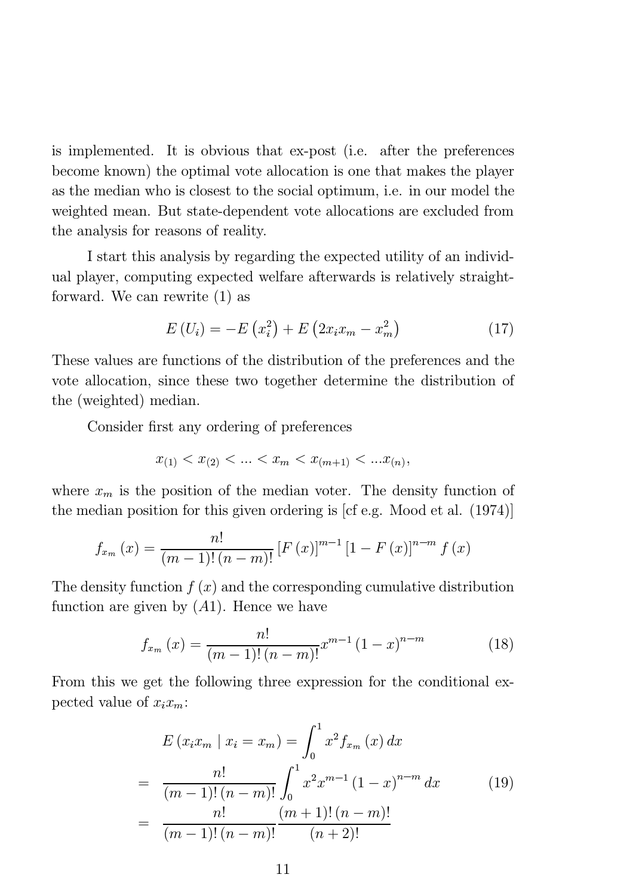is implemented. It is obvious that ex-post (i.e. after the preferences become known) the optimal vote allocation is one that makes the player as the median who is closest to the social optimum, i.e. in our model the weighted mean. But state-dependent vote allocations are excluded from the analysis for reasons of reality.

I start this analysis by regarding the expected utility of an individual player, computing expected welfare afterwards is relatively straightforward. We can rewrite (1) as

$$E(U_i) = -E(x_i^2) + E(2x_i x_m - x_m^2) \tag{17}$$

These values are functions of the distribution of the preferences and the vote allocation, since these two together determine the distribution of the (weighted) median.

Consider first any ordering of preferences

$$x_{(1)} < x_{(2)} < \ldots < x_m < x_{(m+1)} < \ldots x_{(n)},$$

where $x_m$ is the position of the median voter. The density function of the median position for this given ordering is [cf e.g. Mood et al. (1974)]

$$f_{x_m}(x) = \frac{n!}{(m-1)!\,(n-m)!} [F(x)]^{m-1} [1 - F(x)]^{n-m} f(x)$$

The density function $f(x)$ and the corresponding cumulative distribution function are given by $(A1)$. Hence we have

$$f_{x_m}(x) = \frac{n!}{(m-1)!\,(n-m)!} x^{m-1} (1-x)^{n-m} \tag{18}$$

From this we get the following three expression for the conditional expected value of $x_i x_m$:

$$\begin{aligned} & E(x_i x_m \mid x_i = x_m) = \int_0^1 x^2 f_{x_m}(x)\, dx \\ = & \ \frac{n!}{(m-1)!\,(n-m)!} \int_0^1 x^2 x^{m-1} (1-x)^{n-m}\, dx \\ = & \ \frac{n!}{(m-1)!\,(n-m)!} \frac{(m+1)!\,(n-m)!}{(n+2)!} \end{aligned} \tag{19}$$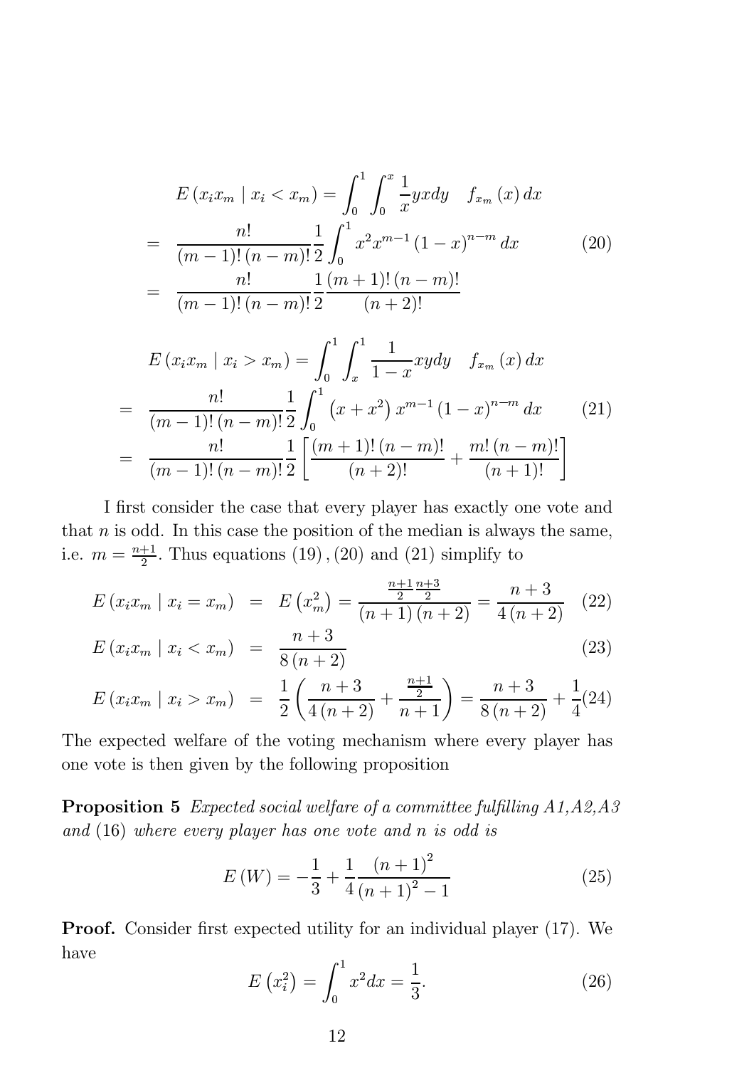$$E\left(x_i x_m \mid x_i < x_m\right) = \int_0^1 \int_0^x \frac{1}{x} y x dy \quad f_{x_m}(x)\, dx$$

$$= \frac{n!}{(m-1)!\,(n-m)!} \frac{1}{2} \int_0^1 x^2 x^{m-1} (1-x)^{n-m} dx \tag{20}$$

$$= \frac{n!}{(m-1)!\,(n-m)!} \frac{1}{2} \frac{(m+1)!\,(n-m)!}{(n+2)!}$$

$$E\left(x_i x_m \mid x_i > x_m\right) = \int_0^1 \int_x^1 \frac{1}{1-x} x y dy \quad f_{x_m}(x)\, dx$$

$$= \frac{n!}{(m-1)!\,(n-m)!} \frac{1}{2} \int_0^1 \left(x + x^2\right) x^{m-1} (1-x)^{n-m} dx \tag{21}$$

$$= \frac{n!}{(m-1)!\,(n-m)!} \frac{1}{2} \left[\frac{(m+1)!\,(n-m)!}{(n+2)!} + \frac{m!\,(n-m)!}{(n+1)!}\right]$$

I first consider the case that every player has exactly one vote and that $n$ is odd. In this case the position of the median is always the same, i.e. $m = \frac{n+1}{2}$. Thus equations $(19)$, $(20)$ and $(21)$ simplify to

$$E\left(x_i x_m \mid x_i = x_m\right) = E\left(x_m^2\right) = \frac{\frac{n+1}{2}\frac{n+3}{2}}{(n+1)(n+2)} = \frac{n+3}{4(n+2)} \tag{22}$$

$$E\left(x_i x_m \mid x_i < x_m\right) = \frac{n+3}{8(n+2)} \tag{23}$$

$$E\left(x_i x_m \mid x_i > x_m\right) = \frac{1}{2}\left(\frac{n+3}{4(n+2)} + \frac{\frac{n+1}{2}}{n+1}\right) = \frac{n+3}{8(n+2)} + \frac{1}{4} \tag{24}$$

The expected welfare of the voting mechanism where every player has one vote is then given by the following proposition

**Proposition 5** *Expected social welfare of a committee fulfilling A1,A2,A3 and* (16) *where every player has one vote and n is odd is*

$$E(W) = -\frac{1}{3} + \frac{1}{4} \frac{(n+1)^2}{(n+1)^2 - 1} \tag{25}$$

**Proof.** Consider first expected utility for an individual player (17). We have

$$E\left(x_i^2\right) = \int_0^1 x^2 dx = \frac{1}{3}. \tag{26}$$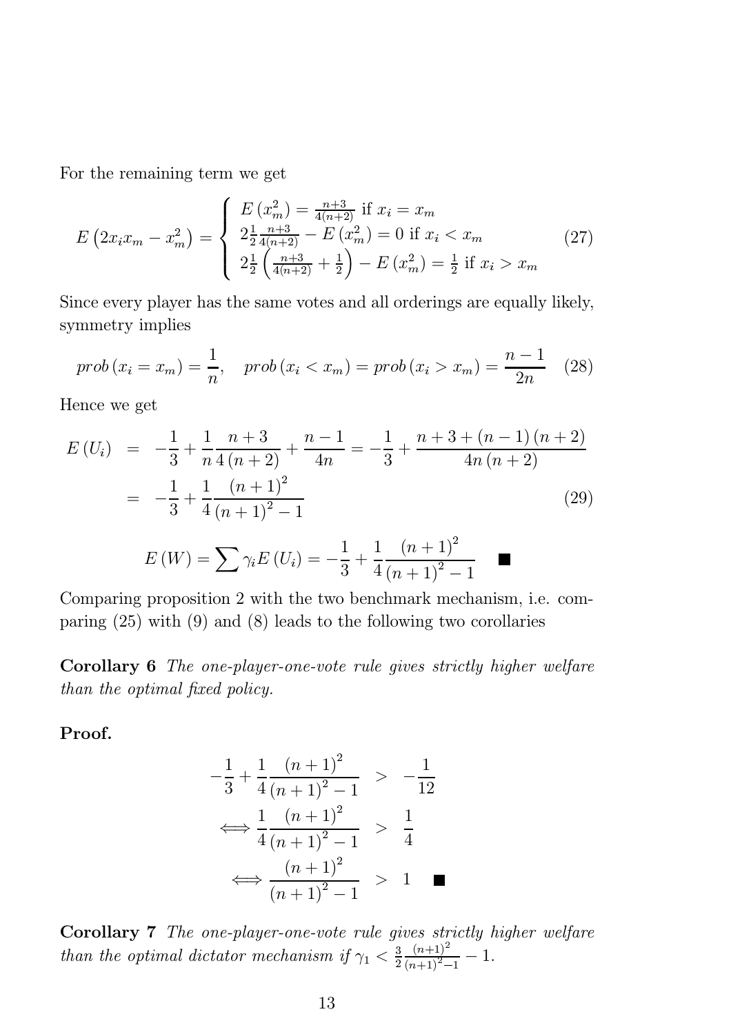For the remaining term we get

$$E\left(2x_i x_m - x_m^2\right) = \begin{cases} E\left(x_m^2\right) = \frac{n+3}{4(n+2)} \text{ if } x_i = x_m \\ 2\frac{1}{2}\frac{n+3}{4(n+2)} - E\left(x_m^2\right) = 0 \text{ if } x_i < x_m \\ 2\frac{1}{2}\left(\frac{n+3}{4(n+2)} + \frac{1}{2}\right) - E\left(x_m^2\right) = \frac{1}{2} \text{ if } x_i > x_m \end{cases} \tag{27}$$

Since every player has the same votes and all orderings are equally likely, symmetry implies

$$prob\left(x_i = x_m\right) = \frac{1}{n}, \quad prob\left(x_i < x_m\right) = prob\left(x_i > x_m\right) = \frac{n-1}{2n} \tag{28}$$

Hence we get

$$\begin{aligned} E\left(U_i\right) &= -\frac{1}{3} + \frac{1}{n}\frac{n+3}{4(n+2)} + \frac{n-1}{4n} = -\frac{1}{3} + \frac{n+3+(n-1)(n+2)}{4n(n+2)} \\ &= -\frac{1}{3} + \frac{1}{4}\frac{(n+1)^2}{(n+1)^2 - 1} \end{aligned} \tag{29}$$

$$E\left(W\right) = \sum \gamma_i E\left(U_i\right) = -\frac{1}{3} + \frac{1}{4}\frac{(n+1)^2}{(n+1)^2 - 1} \quad \blacksquare$$

Comparing proposition 2 with the two benchmark mechanism, i.e. comparing (25) with (9) and (8) leads to the following two corollaries

**Corollary 6** *The one-player-one-vote rule gives strictly higher welfare than the optimal fixed policy.*

**Proof.**

$$\begin{aligned} -\frac{1}{3} + \frac{1}{4}\frac{(n+1)^2}{(n+1)^2 - 1} &> -\frac{1}{12} \\ \Longleftrightarrow \frac{1}{4}\frac{(n+1)^2}{(n+1)^2 - 1} &> \frac{1}{4} \\ \Longleftrightarrow \frac{(n+1)^2}{(n+1)^2 - 1} &> 1 \quad \blacksquare \end{aligned}$$

**Corollary 7** *The one-player-one-vote rule gives strictly higher welfare than the optimal dictator mechanism if* $\gamma_1 < \frac{3}{2}\frac{(n+1)^2}{(n+1)^2 - 1} - 1$.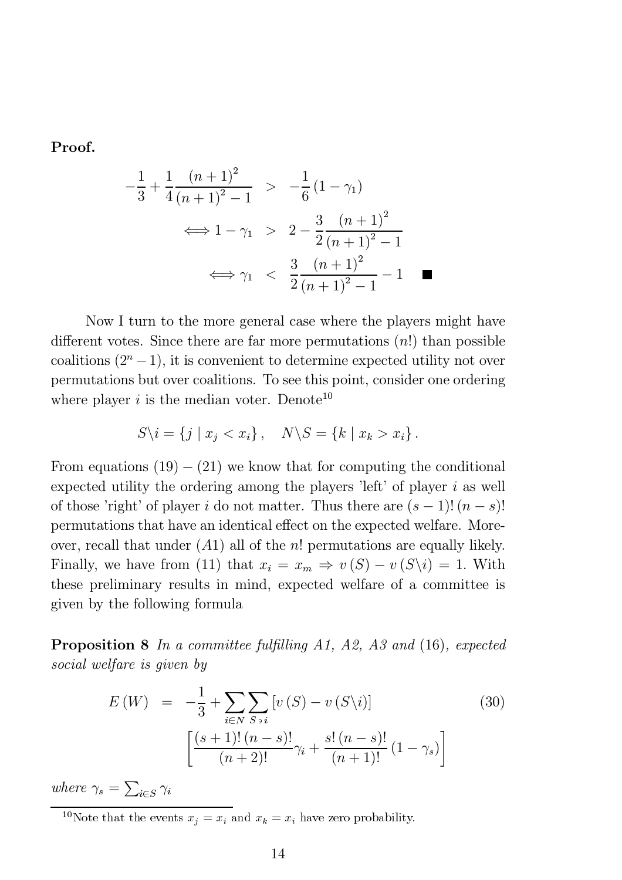**Proof.**

$$
\begin{aligned}
-\frac{1}{3}+\frac{1}{4}\frac{(n+1)^2}{(n+1)^2-1} &> -\frac{1}{6}(1-\gamma_1) \\
\Longleftrightarrow 1-\gamma_1 &> 2-\frac{3}{2}\frac{(n+1)^2}{(n+1)^2-1} \\
\Longleftrightarrow \gamma_1 &< \frac{3}{2}\frac{(n+1)^2}{(n+1)^2-1}-1 \quad \blacksquare
\end{aligned}
$$

Now I turn to the more general case where the players might have different votes. Since there are far more permutations ($n!$) than possible coalitions ($2^n-1$), it is convenient to determine expected utility not over permutations but over coalitions. To see this point, consider one ordering where player $i$ is the median voter. Denote[10]

$$
S \backslash i = \{j \mid x_j < x_i\}, \quad N \backslash S = \{k \mid x_k > x_i\}.
$$

From equations $(19)-(21)$ we know that for computing the conditional expected utility the ordering among the players 'left' of player $i$ as well of those 'right' of player $i$ do not matter. Thus there are $(s-1)!\,(n-s)!$ permutations that have an identical effect on the expected welfare. Moreover, recall that under $(A1)$ all of the $n!$ permutations are equally likely. Finally, we have from (11) that $x_i = x_m \Rightarrow v(S)-v(S\backslash i)=1$. With these preliminary results in mind, expected welfare of a committee is given by the following formula

**Proposition 8** *In a committee fulfilling A1, A2, A3 and* (16)*, expected social welfare is given by*

$$
\begin{aligned}
E(W) = & -\frac{1}{3}+\sum_{i\in N}\sum_{S\ni i}\left[v(S)-v(S\backslash i)\right] \qquad (30)\\
& \left[\frac{(s+1)!\,(n-s)!}{(n+2)!}\gamma_i+\frac{s!\,(n-s)!}{(n+1)!}(1-\gamma_s)\right]
\end{aligned}
$$

*where* $\gamma_s = \sum_{i\in S}\gamma_i$

[10] Note that the events $x_j = x_i$ and $x_k = x_i$ have zero probability.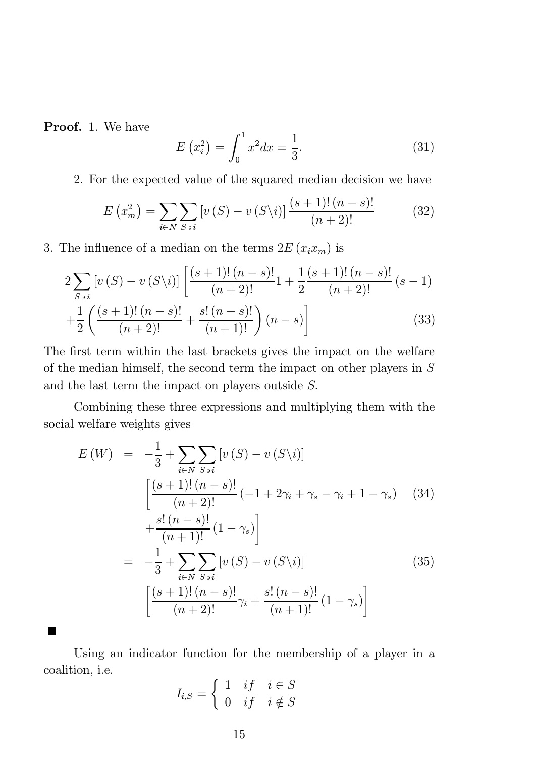**Proof.** 1. We have

$$E\left(x_i^2\right) = \int_0^1 x^2 dx = \frac{1}{3}. \tag{31}$$

2. For the expected value of the squared median decision we have

$$E\left(x_m^2\right) = \sum_{i \in N} \sum_{S \ni i} \left[v\left(S\right) - v\left(S \backslash i\right)\right] \frac{(s+1)!\,(n-s)!}{(n+2)!} \tag{32}$$

3. The influence of a median on the terms $2E\left(x_i x_m\right)$ is

$$\begin{aligned} & 2\sum_{S \ni i} \left[v\left(S\right) - v\left(S \backslash i\right)\right] \left[\frac{(s+1)!\,(n-s)!}{(n+2)!} 1 + \frac{1}{2} \frac{(s+1)!\,(n-s)!}{(n+2)!} (s-1) \right. \\ & \left. + \frac{1}{2} \left(\frac{(s+1)!\,(n-s)!}{(n+2)!} + \frac{s!\,(n-s)!}{(n+1)!}\right)(n-s)\right] \end{aligned} \tag{33}$$

The first term within the last brackets gives the impact on the welfare of the median himself, the second term the impact on other players in $S$ and the last term the impact on players outside $S$.

Combining these three expressions and multiplying them with the social welfare weights gives

$$\begin{aligned} E\left(W\right) &= -\frac{1}{3} + \sum_{i \in N} \sum_{S \ni i} \left[v\left(S\right) - v\left(S \backslash i\right)\right] \\ & \quad \left[\frac{(s+1)!\,(n-s)!}{(n+2)!} \left(-1 + 2\gamma_i + \gamma_s - \gamma_i + 1 - \gamma_s\right) \right. \qquad (34) \\ & \quad \left. + \frac{s!\,(n-s)!}{(n+1)!} \left(1 - \gamma_s\right)\right] \\ &= -\frac{1}{3} + \sum_{i \in N} \sum_{S \ni i} \left[v\left(S\right) - v\left(S \backslash i\right)\right] \qquad (35) \\ & \quad \left[\frac{(s+1)!\,(n-s)!}{(n+2)!} \gamma_i + \frac{s!\,(n-s)!}{(n+1)!} \left(1 - \gamma_s\right)\right] \end{aligned}$$

■

Using an indicator function for the membership of a player in a coalition, i.e.

$$I_{i,S} = \begin{cases} 1 & if \quad i \in S \\ 0 & if \quad i \notin S \end{cases}$$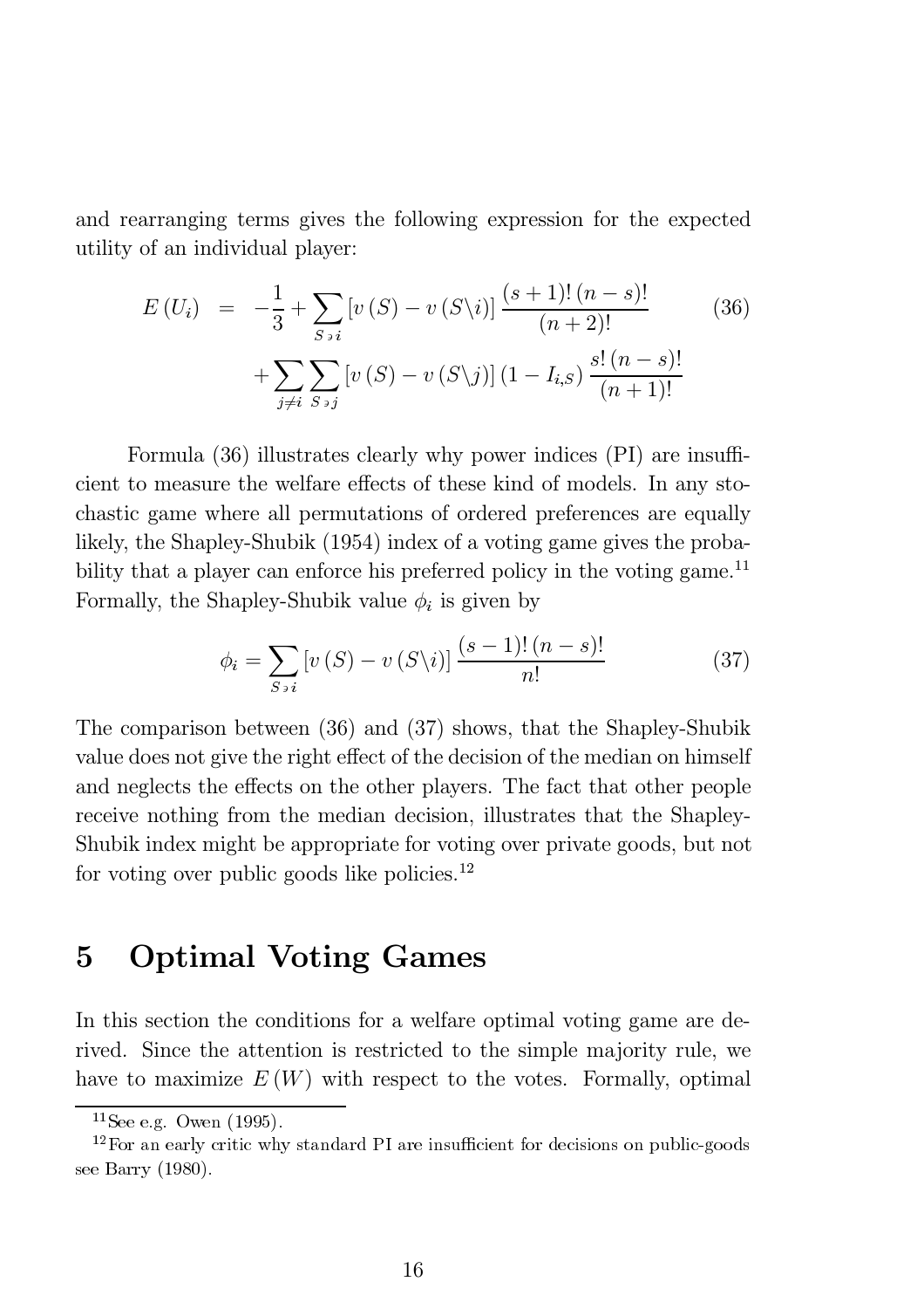and rearranging terms gives the following expression for the expected utility of an individual player:

$$
\begin{aligned}
E(U_i) &= -\frac{1}{3} + \sum_{S \ni i} \left[v(S) - v(S \backslash i)\right] \frac{(s+1)!\,(n-s)!}{(n+2)!} \\
&\quad + \sum_{j \neq i} \sum_{S \ni j} \left[v(S) - v(S \backslash j)\right] (1 - I_{i,S}) \frac{s!\,(n-s)!}{(n+1)!}
\end{aligned} \tag{36}
$$

Formula (36) illustrates clearly why power indices (PI) are insufficient to measure the welfare effects of these kind of models. In any stochastic game where all permutations of ordered preferences are equally likely, the Shapley-Shubik (1954) index of a voting game gives the probability that a player can enforce his preferred policy in the voting game.[11] Formally, the Shapley-Shubik value $\phi_i$ is given by

$$
\phi_i = \sum_{S \ni i} \left[v(S) - v(S \backslash i)\right] \frac{(s-1)!\,(n-s)!}{n!} \tag{37}
$$

The comparison between (36) and (37) shows, that the Shapley-Shubik value does not give the right effect of the decision of the median on himself and neglects the effects on the other players. The fact that other people receive nothing from the median decision, illustrates that the Shapley-Shubik index might be appropriate for voting over private goods, but not for voting over public goods like policies.[12]

# 5 Optimal Voting Games

In this section the conditions for a welfare optimal voting game are derived. Since the attention is restricted to the simple majority rule, we have to maximize $E(W)$ with respect to the votes. Formally, optimal

[11] See e.g. Owen (1995).

[12] For an early critic why standard PI are insufficient for decisions on public-goods see Barry (1980).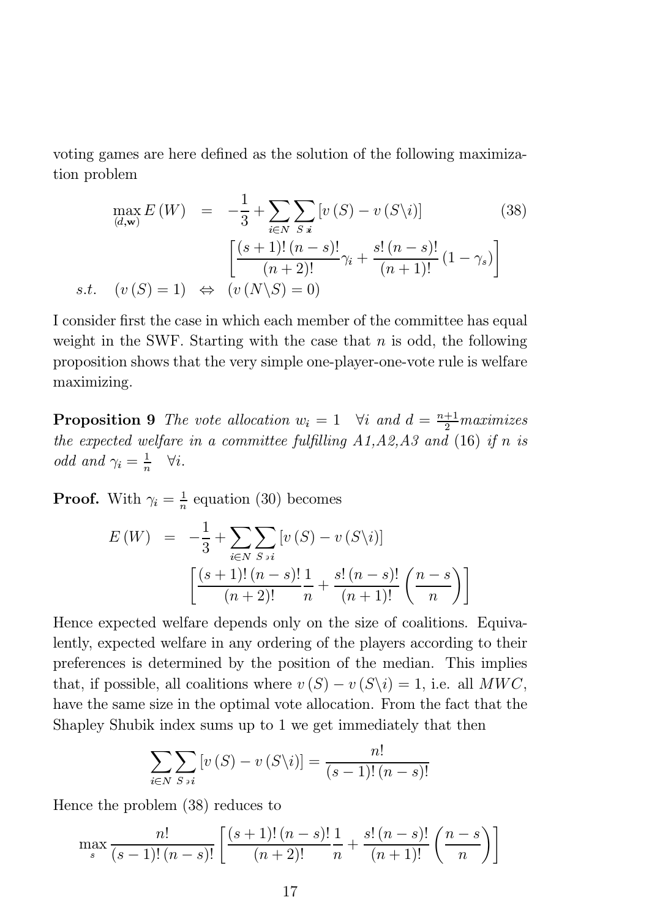voting games are here defined as the solution of the following maximization problem

$$
\begin{aligned}
\max_{(d,\mathbf{w})} E(W) &= -\frac{1}{3} + \sum_{i\in N} \sum_{S \ni i} \left[ v(S) - v(S \backslash i) \right] \qquad (38) \\
&\left[ \frac{(s+1)!\,(n-s)!}{(n+2)!} \gamma_i + \frac{s!\,(n-s)!}{(n+1)!} (1-\gamma_s) \right] \\
s.t. \quad (v(S) = 1) &\Leftrightarrow (v(N \backslash S) = 0)
\end{aligned}
$$

I consider first the case in which each member of the committee has equal weight in the SWF. Starting with the case that $n$ is odd, the following proposition shows that the very simple one-player-one-vote rule is welfare maximizing.

**Proposition 9** *The vote allocation $w_i = 1 \quad \forall i$ and $d = \frac{n+1}{2}$ maximizes the expected welfare in a committee fulfilling A1,A2,A3 and (16) if $n$ is odd and $\gamma_i = \frac{1}{n} \quad \forall i$.*

**Proof.** With $\gamma_i = \frac{1}{n}$ equation (30) becomes

$$
\begin{aligned}
E(W) &= -\frac{1}{3} + \sum_{i\in N} \sum_{S \ni i} \left[ v(S) - v(S \backslash i) \right] \\
&\left[ \frac{(s+1)!\,(n-s)!}{(n+2)!} \frac{1}{n} + \frac{s!\,(n-s)!}{(n+1)!} \left( \frac{n-s}{n} \right) \right]
\end{aligned}
$$

Hence expected welfare depends only on the size of coalitions. Equivalently, expected welfare in any ordering of the players according to their preferences is determined by the position of the median. This implies that, if possible, all coalitions where $v(S) - v(S \backslash i) = 1$, i.e. all $MWC$, have the same size in the optimal vote allocation. From the fact that the Shapley Shubik index sums up to 1 we get immediately that then

$$
\sum_{i\in N} \sum_{S \ni i} \left[ v(S) - v(S \backslash i) \right] = \frac{n!}{(s-1)!\,(n-s)!}
$$

Hence the problem (38) reduces to

$$
\max_{s} \frac{n!}{(s-1)!\,(n-s)!} \left[ \frac{(s+1)!\,(n-s)!}{(n+2)!} \frac{1}{n} + \frac{s!\,(n-s)!}{(n+1)!} \left( \frac{n-s}{n} \right) \right]
$$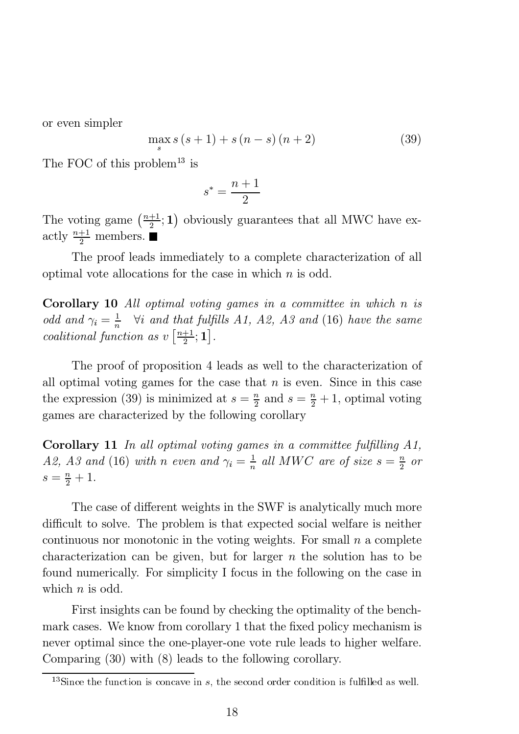or even simpler

$$\max_{s} s\,(s+1) + s\,(n-s)\,(n+2) \tag{39}$$

The FOC of this problem[13] is

$$s^* = \frac{n+1}{2}$$

The voting game $\left(\frac{n+1}{2}; \mathbf{1}\right)$ obviously guarantees that all MWC have exactly $\frac{n+1}{2}$ members. ■

The proof leads immediately to a complete characterization of all optimal vote allocations for the case in which $n$ is odd.

**Corollary 10** *All optimal voting games in a committee in which n is odd and $\gamma_i = \frac{1}{n}$ $\forall i$ and that fulfills A1, A2, A3 and* (16) *have the same coalitional function as $v\left[\frac{n+1}{2}; \mathbf{1}\right]$.*

The proof of proposition 4 leads as well to the characterization of all optimal voting games for the case that $n$ is even. Since in this case the expression (39) is minimized at $s = \frac{n}{2}$ and $s = \frac{n}{2} + 1$, optimal voting games are characterized by the following corollary

**Corollary 11** *In all optimal voting games in a committee fulfilling A1, A2, A3 and* (16) *with n even and $\gamma_i = \frac{1}{n}$ all MWC are of size $s = \frac{n}{2}$ or $s = \frac{n}{2} + 1$.*

The case of different weights in the SWF is analytically much more difficult to solve. The problem is that expected social welfare is neither continuous nor monotonic in the voting weights. For small $n$ a complete characterization can be given, but for larger $n$ the solution has to be found numerically. For simplicity I focus in the following on the case in which $n$ is odd.

First insights can be found by checking the optimality of the benchmark cases. We know from corollary 1 that the fixed policy mechanism is never optimal since the one-player-one vote rule leads to higher welfare. Comparing (30) with (8) leads to the following corollary.

[13] Since the function is concave in $s$, the second order condition is fulfilled as well.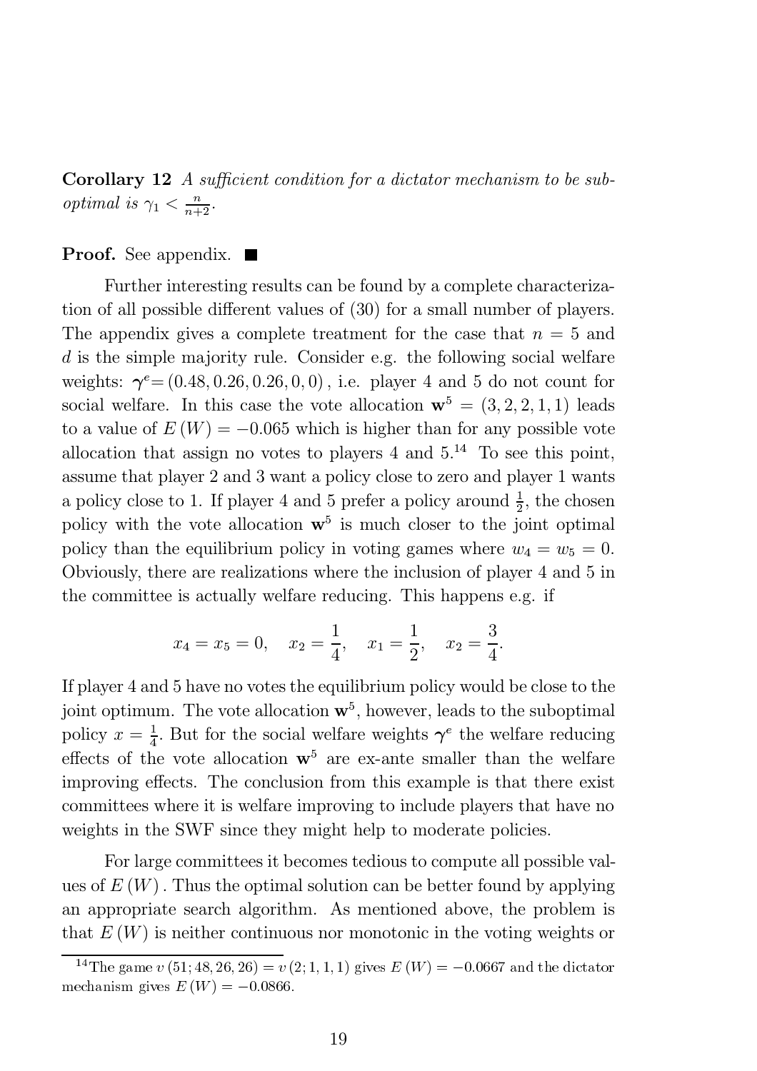**Corollary 12** *A sufficient condition for a dictator mechanism to be suboptimal is* $\gamma_1 < \frac{n}{n+2}$.

**Proof.** See appendix. ■

Further interesting results can be found by a complete characterization of all possible different values of (30) for a small number of players. The appendix gives a complete treatment for the case that $n = 5$ and $d$ is the simple majority rule. Consider e.g. the following social welfare weights: $\boldsymbol{\gamma}^e = (0.48, 0.26, 0.26, 0, 0)$, i.e. player 4 and 5 do not count for social welfare. In this case the vote allocation $\mathbf{w}^5 = (3, 2, 2, 1, 1)$ leads to a value of $E(W) = -0.065$ which is higher than for any possible vote allocation that assign no votes to players 4 and 5.[14] To see this point, assume that player 2 and 3 want a policy close to zero and player 1 wants a policy close to 1. If player 4 and 5 prefer a policy around $\frac{1}{2}$, the chosen policy with the vote allocation $\mathbf{w}^5$ is much closer to the joint optimal policy than the equilibrium policy in voting games where $w_4 = w_5 = 0$. Obviously, there are realizations where the inclusion of player 4 and 5 in the committee is actually welfare reducing. This happens e.g. if

$$x_4 = x_5 = 0, \quad x_2 = \frac{1}{4}, \quad x_1 = \frac{1}{2}, \quad x_2 = \frac{3}{4}.$$

If player 4 and 5 have no votes the equilibrium policy would be close to the joint optimum. The vote allocation $\mathbf{w}^5$, however, leads to the suboptimal policy $x = \frac{1}{4}$. But for the social welfare weights $\boldsymbol{\gamma}^e$ the welfare reducing effects of the vote allocation $\mathbf{w}^5$ are ex-ante smaller than the welfare improving effects. The conclusion from this example is that there exist committees where it is welfare improving to include players that have no weights in the SWF since they might help to moderate policies.

For large committees it becomes tedious to compute all possible values of $E(W)$. Thus the optimal solution can be better found by applying an appropriate search algorithm. As mentioned above, the problem is that $E(W)$ is neither continuous nor monotonic in the voting weights or

[14] The game $v(51; 48, 26, 26) = v(2; 1, 1, 1)$ gives $E(W) = -0.0667$ and the dictator mechanism gives $E(W) = -0.0866$.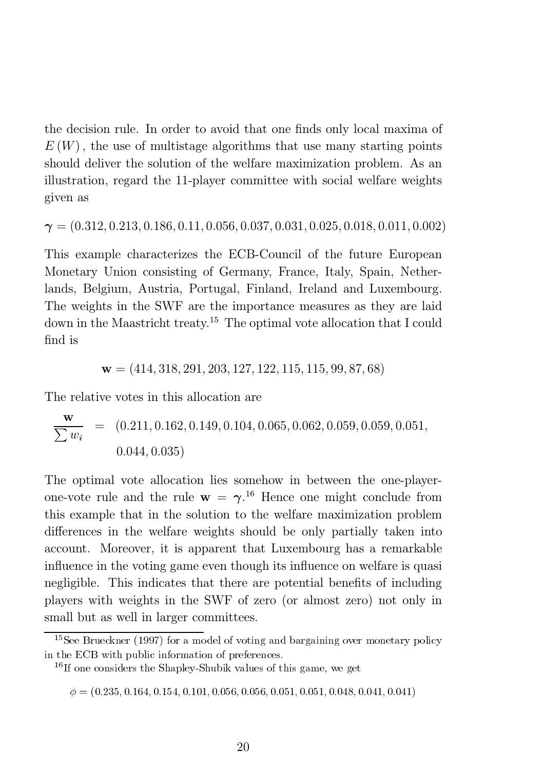the decision rule. In order to avoid that one finds only local maxima of $E(W)$, the use of multistage algorithms that use many starting points should deliver the solution of the welfare maximization problem. As an illustration, regard the 11-player committee with social welfare weights given as

$$\boldsymbol{\gamma} = (0.312, 0.213, 0.186, 0.11, 0.056, 0.037, 0.031, 0.025, 0.018, 0.011, 0.002)$$

This example characterizes the ECB-Council of the future European Monetary Union consisting of Germany, France, Italy, Spain, Netherlands, Belgium, Austria, Portugal, Finland, Ireland and Luxembourg. The weights in the SWF are the importance measures as they are laid down in the Maastricht treaty.[15] The optimal vote allocation that I could find is

$$\mathbf{w} = (414, 318, 291, 203, 127, 122, 115, 115, 99, 87, 68)$$

The relative votes in this allocation are

$$\frac{\mathbf{w}}{\sum w_i} = (0.211, 0.162, 0.149, 0.104, 0.065, 0.062, 0.059, 0.059, 0.051, 0.044, 0.035)$$

The optimal vote allocation lies somehow in between the one-player-one-vote rule and the rule $\mathbf{w} = \boldsymbol{\gamma}$.[16] Hence one might conclude from this example that in the solution to the welfare maximization problem differences in the welfare weights should be only partially taken into account. Moreover, it is apparent that Luxembourg has a remarkable influence in the voting game even though its influence on welfare is quasi negligible. This indicates that there are potential benefits of including players with weights in the SWF of zero (or almost zero) not only in small but as well in larger committees.

[15] See Brueckner (1997) for a model of voting and bargaining over monetary policy in the ECB with public information of preferences.

[16] If one considers the Shapley-Shubik values of this game, we get

$$\phi = (0.235, 0.164, 0.154, 0.101, 0.056, 0.056, 0.051, 0.051, 0.048, 0.041, 0.041)$$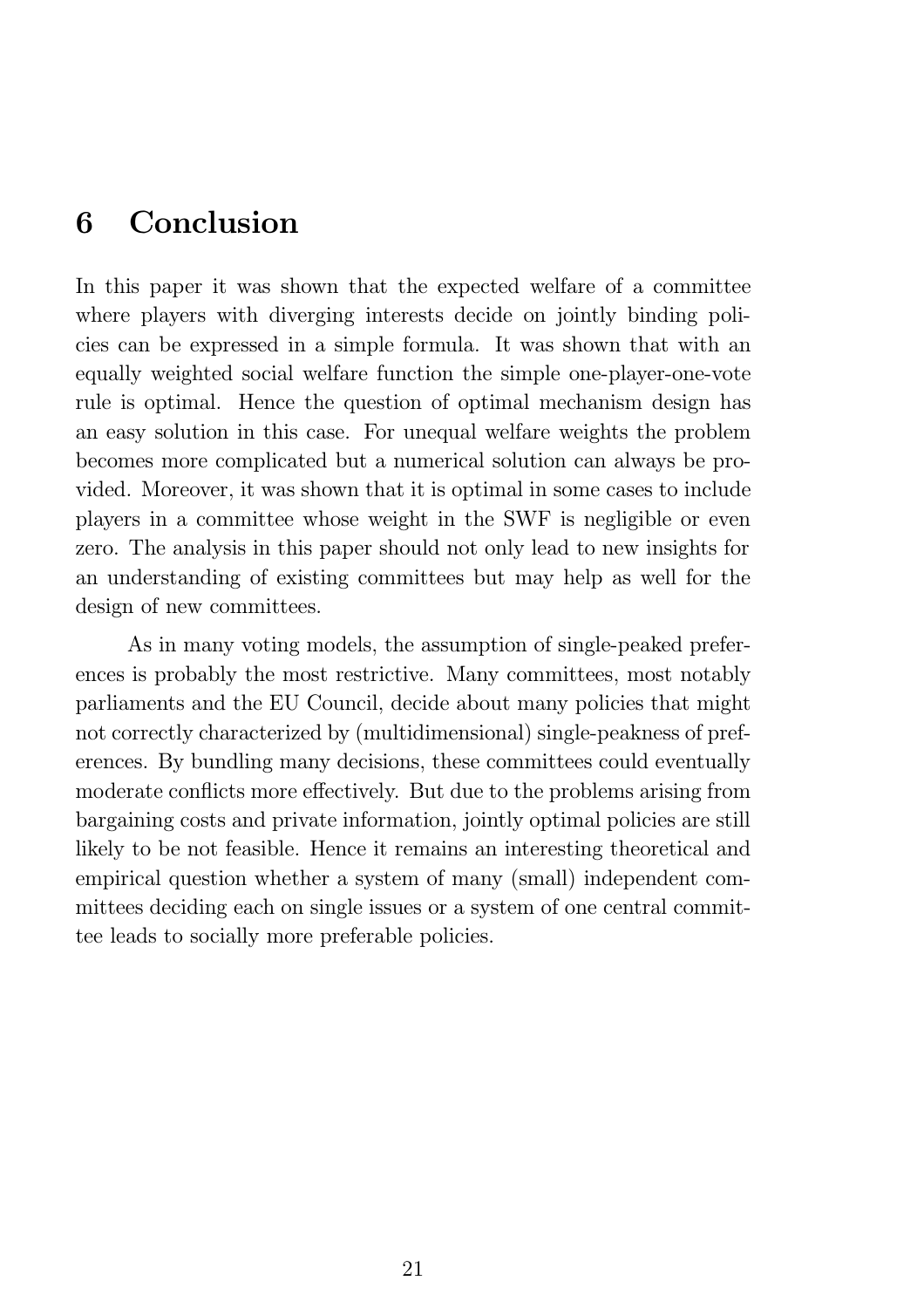## 6 Conclusion

In this paper it was shown that the expected welfare of a committee where players with diverging interests decide on jointly binding policies can be expressed in a simple formula. It was shown that with an equally weighted social welfare function the simple one-player-one-vote rule is optimal. Hence the question of optimal mechanism design has an easy solution in this case. For unequal welfare weights the problem becomes more complicated but a numerical solution can always be provided. Moreover, it was shown that it is optimal in some cases to include players in a committee whose weight in the SWF is negligible or even zero. The analysis in this paper should not only lead to new insights for an understanding of existing committees but may help as well for the design of new committees.

As in many voting models, the assumption of single-peaked preferences is probably the most restrictive. Many committees, most notably parliaments and the EU Council, decide about many policies that might not correctly characterized by (multidimensional) single-peakness of preferences. By bundling many decisions, these committees could eventually moderate conflicts more effectively. But due to the problems arising from bargaining costs and private information, jointly optimal policies are still likely to be not feasible. Hence it remains an interesting theoretical and empirical question whether a system of many (small) independent committees deciding each on single issues or a system of one central committee leads to socially more preferable policies.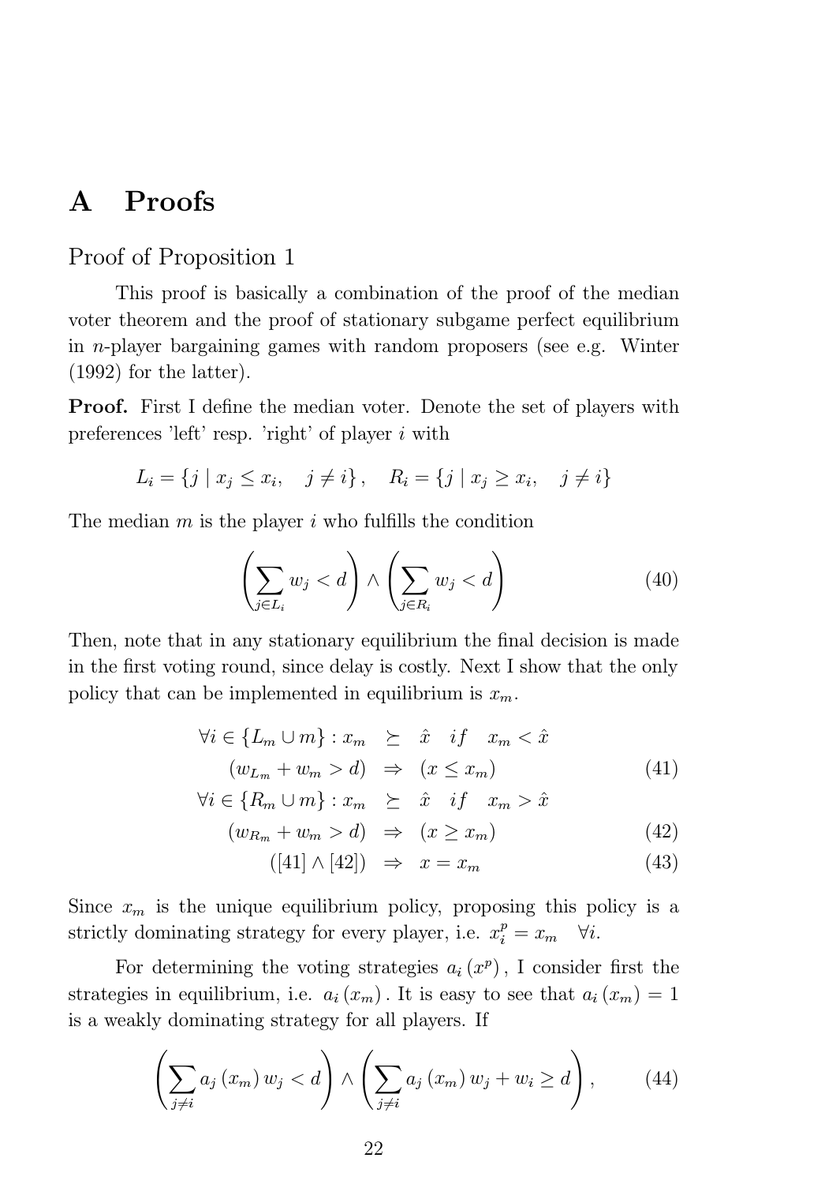# A Proofs

## Proof of Proposition 1

This proof is basically a combination of the proof of the median voter theorem and the proof of stationary subgame perfect equilibrium in $n$-player bargaining games with random proposers (see e.g. Winter (1992) for the latter).

**Proof.** First I define the median voter. Denote the set of players with preferences 'left' resp. 'right' of player $i$ with

$$L_i = \{j \mid x_j \leq x_i, \quad j \neq i\}, \quad R_i = \{j \mid x_j \geq x_i, \quad j \neq i\}$$

The median $m$ is the player $i$ who fulfills the condition

$$\left(\sum_{j \in L_i} w_j < d\right) \wedge \left(\sum_{j \in R_i} w_j < d\right) \tag{40}$$

Then, note that in any stationary equilibrium the final decision is made in the first voting round, since delay is costly. Next I show that the only policy that can be implemented in equilibrium is $x_m$.

$$\begin{aligned}
\forall i \in \{L_m \cup m\} : x_m &\succeq \hat{x} \quad if \quad x_m < \hat{x} \\
(w_{L_m} + w_m > d) &\Rightarrow (x \leq x_m) \qquad (41) \\
\forall i \in \{R_m \cup m\} : x_m &\succeq \hat{x} \quad if \quad x_m > \hat{x} \\
(w_{R_m} + w_m > d) &\Rightarrow (x \geq x_m) \qquad (42) \\
([41] \wedge [42]) &\Rightarrow x = x_m \qquad (43)
\end{aligned}$$

Since $x_m$ is the unique equilibrium policy, proposing this policy is a strictly dominating strategy for every player, i.e. $x_i^p = x_m \quad \forall i$.

For determining the voting strategies $a_i(x^p)$, I consider first the strategies in equilibrium, i.e. $a_i(x_m)$. It is easy to see that $a_i(x_m) = 1$ is a weakly dominating strategy for all players. If

$$\left(\sum_{j \neq i} a_j(x_m) w_j < d\right) \wedge \left(\sum_{j \neq i} a_j(x_m) w_j + w_i \geq d\right), \tag{44}$$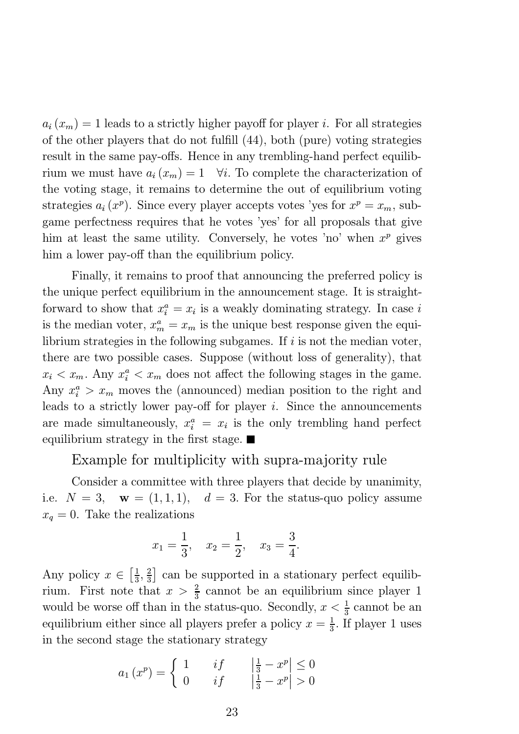$a_i(x_m) = 1$ leads to a strictly higher payoff for player $i$. For all strategies of the other players that do not fulfill (44), both (pure) voting strategies result in the same pay-offs. Hence in any trembling-hand perfect equilibrium we must have $a_i(x_m) = 1 \quad \forall i$. To complete the characterization of the voting stage, it remains to determine the out of equilibrium voting strategies $a_i(x^p)$. Since every player accepts votes 'yes for $x^p = x_m$, subgame perfectness requires that he votes 'yes' for all proposals that give him at least the same utility. Conversely, he votes 'no' when $x^p$ gives him a lower pay-off than the equilibrium policy.

Finally, it remains to proof that announcing the preferred policy is the unique perfect equilibrium in the announcement stage. It is straightforward to show that $x_i^a = x_i$ is a weakly dominating strategy. In case $i$ is the median voter, $x_m^a = x_m$ is the unique best response given the equilibrium strategies in the following subgames. If $i$ is not the median voter, there are two possible cases. Suppose (without loss of generality), that $x_i < x_m$. Any $x_i^a < x_m$ does not affect the following stages in the game. Any $x_i^a > x_m$ moves the (announced) median position to the right and leads to a strictly lower pay-off for player $i$. Since the announcements are made simultaneously, $x_i^a = x_i$ is the only trembling hand perfect equilibrium strategy in the first stage. ■

## Example for multiplicity with supra-majority rule

Consider a committee with three players that decide by unanimity, i.e. $N = 3, \quad \mathbf{w} = (1, 1, 1), \quad d = 3$. For the status-quo policy assume $x_q = 0$. Take the realizations

$$x_1 = \frac{1}{3}, \quad x_2 = \frac{1}{2}, \quad x_3 = \frac{3}{4}.$$

Any policy $x \in \left[\frac{1}{3}, \frac{2}{3}\right]$ can be supported in a stationary perfect equilibrium. First note that $x > \frac{2}{3}$ cannot be an equilibrium since player 1 would be worse off than in the status-quo. Secondly, $x < \frac{1}{3}$ cannot be an equilibrium either since all players prefer a policy $x = \frac{1}{3}$. If player 1 uses in the second stage the stationary strategy

$$a_1(x^p) = \begin{cases} 1 & if \quad \left|\frac{1}{3} - x^p\right| \leq 0 \\ 0 & if \quad \left|\frac{1}{3} - x^p\right| > 0 \end{cases}$$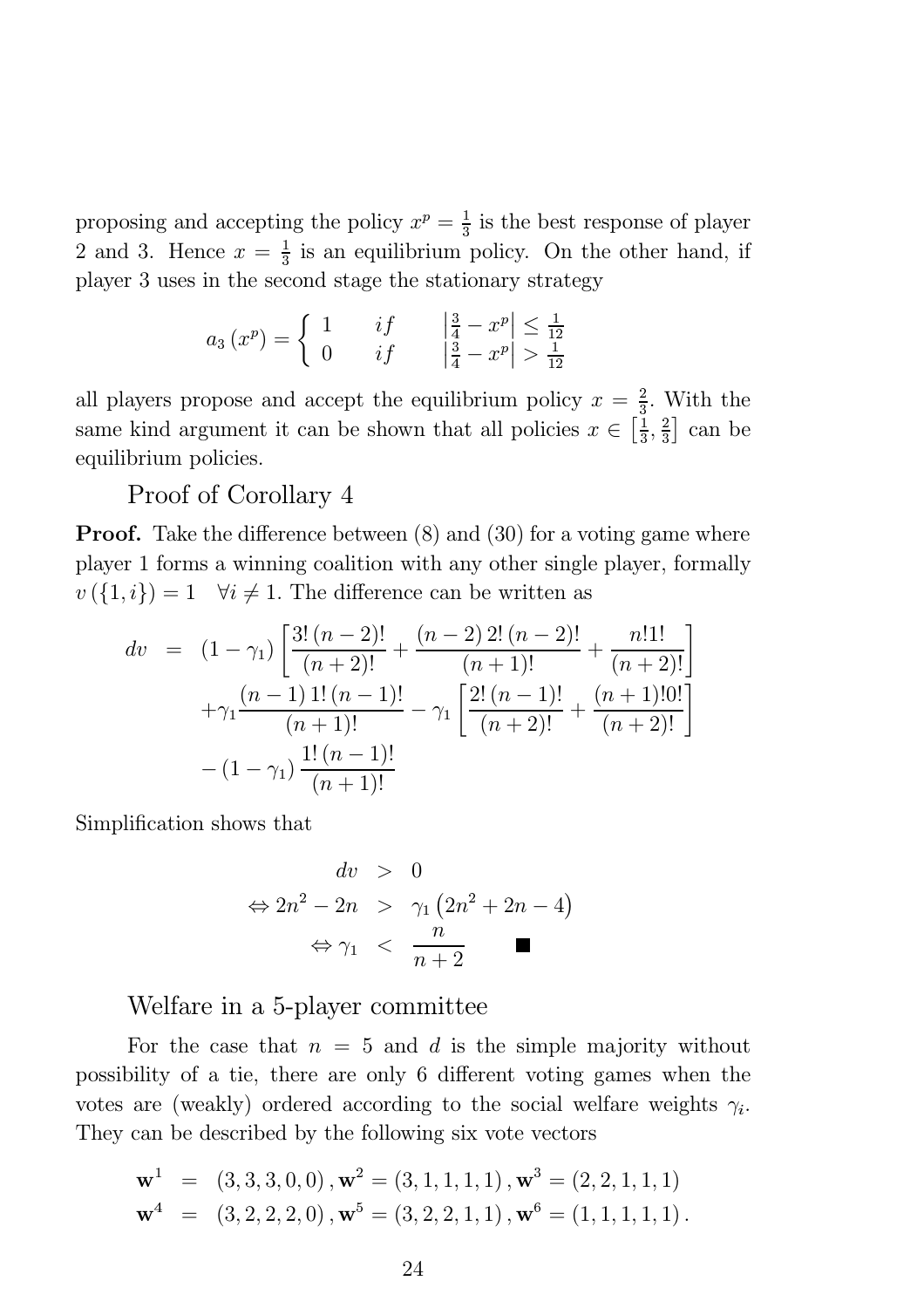proposing and accepting the policy $x^p = \frac{1}{3}$ is the best response of player 2 and 3. Hence $x = \frac{1}{3}$ is an equilibrium policy. On the other hand, if player 3 uses in the second stage the stationary strategy

$$a_3(x^p) = \begin{cases} 1 & if \quad \left|\frac{3}{4} - x^p\right| \leq \frac{1}{12} \\ 0 & if \quad \left|\frac{3}{4} - x^p\right| > \frac{1}{12} \end{cases}$$

all players propose and accept the equilibrium policy $x = \frac{2}{3}$. With the same kind argument it can be shown that all policies $x \in \left[\frac{1}{3}, \frac{2}{3}\right]$ can be equilibrium policies.

## Proof of Corollary 4

**Proof.** Take the difference between (8) and (30) for a voting game where player 1 forms a winning coalition with any other single player, formally $v(\{1, i\}) = 1 \quad \forall i \neq 1$. The difference can be written as

$$\begin{aligned} dv &= (1-\gamma_1)\left[\frac{3!\,(n-2)!}{(n+2)!} + \frac{(n-2)\,2!\,(n-2)!}{(n+1)!} + \frac{n!1!}{(n+2)!}\right] \\ &\quad + \gamma_1 \frac{(n-1)\,1!\,(n-1)!}{(n+1)!} - \gamma_1\left[\frac{2!\,(n-1)!}{(n+2)!} + \frac{(n+1)!0!}{(n+2)!}\right] \\ &\quad - (1-\gamma_1)\,\frac{1!\,(n-1)!}{(n+1)!} \end{aligned}$$

Simplification shows that

$$\begin{aligned} dv &> 0 \\ \Leftrightarrow 2n^2 - 2n &> \gamma_1\left(2n^2 + 2n - 4\right) \\ \Leftrightarrow \gamma_1 &< \frac{n}{n+2} \qquad \blacksquare \end{aligned}$$

## Welfare in a 5-player committee

For the case that $n = 5$ and $d$ is the simple majority without possibility of a tie, there are only 6 different voting games when the votes are (weakly) ordered according to the social welfare weights $\gamma_i$. They can be described by the following six vote vectors

$$\begin{aligned} \mathbf{w}^1 &= (3,3,3,0,0)\,, \mathbf{w}^2 = (3,1,1,1,1)\,, \mathbf{w}^3 = (2,2,1,1,1) \\ \mathbf{w}^4 &= (3,2,2,2,0)\,, \mathbf{w}^5 = (3,2,2,1,1)\,, \mathbf{w}^6 = (1,1,1,1,1)\,. \end{aligned}$$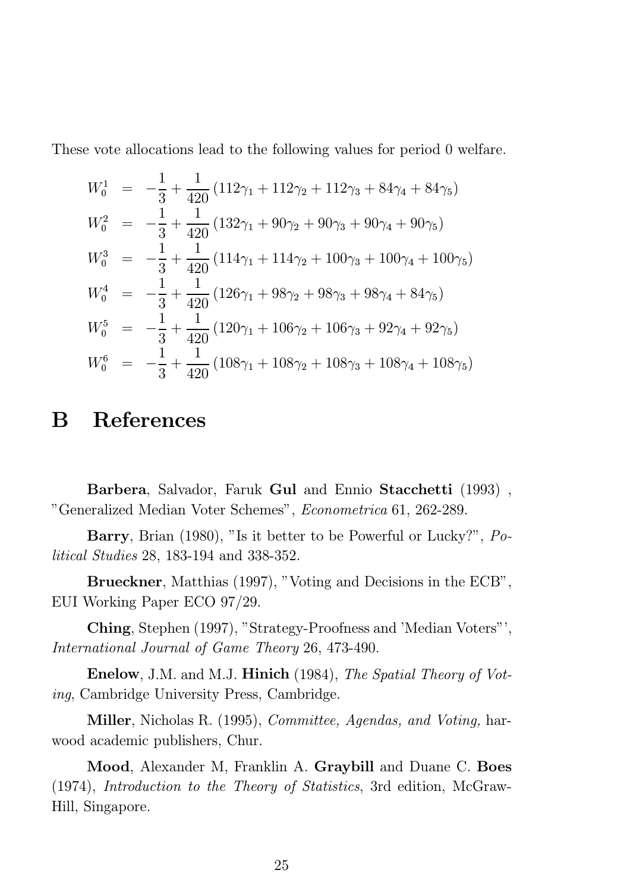These vote allocations lead to the following values for period 0 welfare.

$$
\begin{aligned}
W_0^1 &= -\frac{1}{3} + \frac{1}{420}\left(112\gamma_1 + 112\gamma_2 + 112\gamma_3 + 84\gamma_4 + 84\gamma_5\right) \\
W_0^2 &= -\frac{1}{3} + \frac{1}{420}\left(132\gamma_1 + 90\gamma_2 + 90\gamma_3 + 90\gamma_4 + 90\gamma_5\right) \\
W_0^3 &= -\frac{1}{3} + \frac{1}{420}\left(114\gamma_1 + 114\gamma_2 + 100\gamma_3 + 100\gamma_4 + 100\gamma_5\right) \\
W_0^4 &= -\frac{1}{3} + \frac{1}{420}\left(126\gamma_1 + 98\gamma_2 + 98\gamma_3 + 98\gamma_4 + 84\gamma_5\right) \\
W_0^5 &= -\frac{1}{3} + \frac{1}{420}\left(120\gamma_1 + 106\gamma_2 + 106\gamma_3 + 92\gamma_4 + 92\gamma_5\right) \\
W_0^6 &= -\frac{1}{3} + \frac{1}{420}\left(108\gamma_1 + 108\gamma_2 + 108\gamma_3 + 108\gamma_4 + 108\gamma_5\right)
\end{aligned}
$$

# B References

**Barbera**, Salvador, Faruk **Gul** and Ennio **Stacchetti** (1993) , "Generalized Median Voter Schemes", *Econometrica* 61, 262-289.

**Barry**, Brian (1980), "Is it better to be Powerful or Lucky?", *Political Studies* 28, 183-194 and 338-352.

**Brueckner**, Matthias (1997), "Voting and Decisions in the ECB", EUI Working Paper ECO 97/29.

**Ching**, Stephen (1997), "Strategy-Proofness and 'Median Voters"', *International Journal of Game Theory* 26, 473-490.

**Enelow**, J.M. and M.J. **Hinich** (1984), *The Spatial Theory of Voting*, Cambridge University Press, Cambridge.

**Miller**, Nicholas R. (1995), *Committee, Agendas, and Voting,* harwood academic publishers, Chur.

**Mood**, Alexander M, Franklin A. **Graybill** and Duane C. **Boes** (1974), *Introduction to the Theory of Statistics*, 3rd edition, McGraw-Hill, Singapore.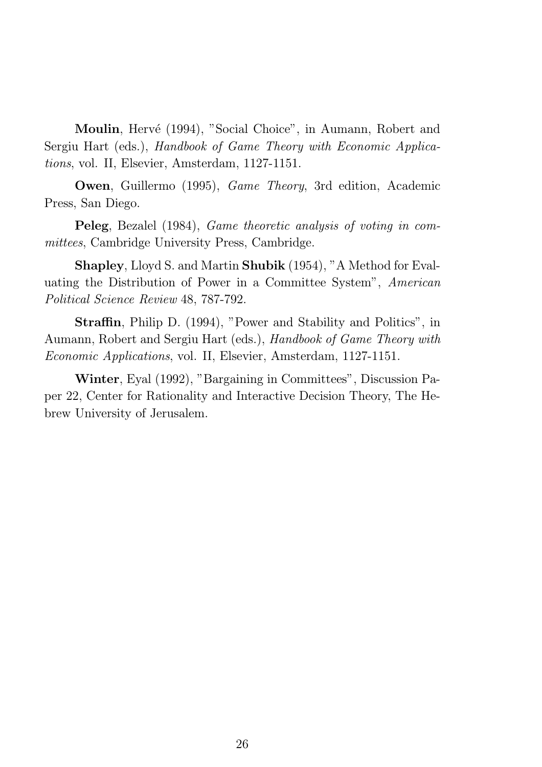**Moulin**, Hervé (1994), "Social Choice", in Aumann, Robert and Sergiu Hart (eds.), *Handbook of Game Theory with Economic Applications*, vol. II, Elsevier, Amsterdam, 1127-1151.

**Owen**, Guillermo (1995), *Game Theory*, 3rd edition, Academic Press, San Diego.

**Peleg**, Bezalel (1984), *Game theoretic analysis of voting in committees*, Cambridge University Press, Cambridge.

**Shapley**, Lloyd S. and Martin **Shubik** (1954), "A Method for Evaluating the Distribution of Power in a Committee System", *American Political Science Review* 48, 787-792.

**Straffin**, Philip D. (1994), "Power and Stability and Politics", in Aumann, Robert and Sergiu Hart (eds.), *Handbook of Game Theory with Economic Applications*, vol. II, Elsevier, Amsterdam, 1127-1151.

**Winter**, Eyal (1992), "Bargaining in Committees", Discussion Paper 22, Center for Rationality and Interactive Decision Theory, The Hebrew University of Jerusalem.